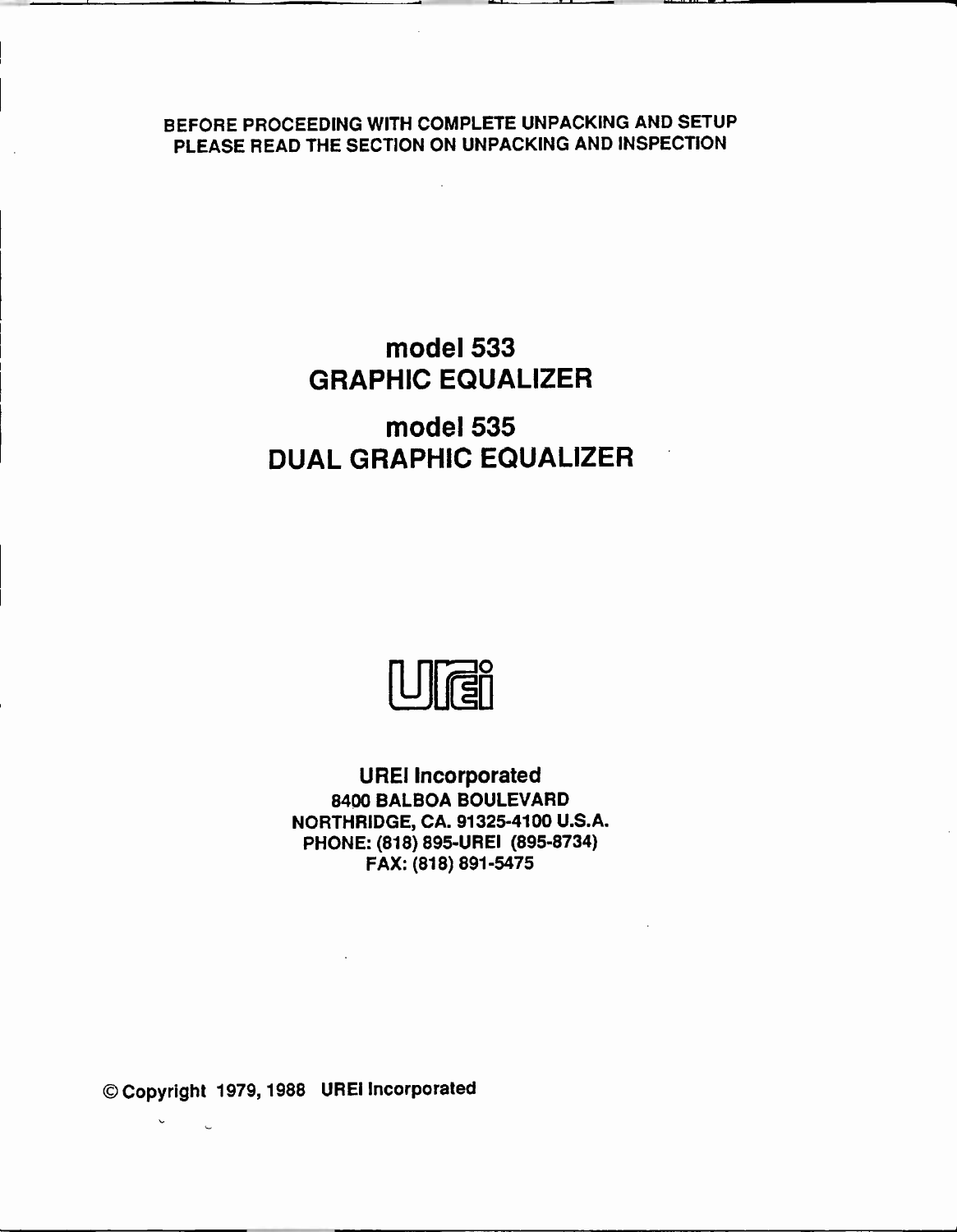BEFORE PROCEEDING WITH COMPLETE UNPACKING AND SETUP
PLEASE READ THE SECTION ON UNPACKING AND INSPECTION

# model 533
# GRAPHIC EQUALIZER

# model 535
# DUAL GRAPHIC EQUALIZER

**UREI Incorporated**
8400 BALBOA BOULEVARD
NORTHRIDGE, CA. 91325-4100 U.S.A.
PHONE: (818) 895-UREI (895-8734)
FAX: (818) 891-5475

© Copyright 1979, 1988 UREI Incorporated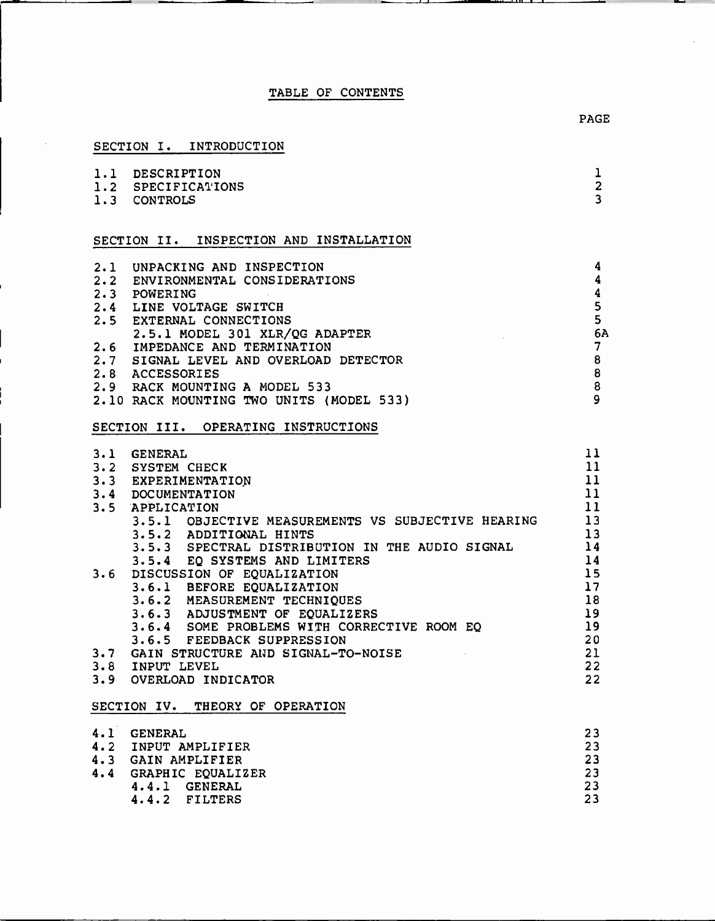# TABLE OF CONTENTS

| | PAGE |
|---|---|
| **SECTION I. INTRODUCTION** | |
| 1.1 DESCRIPTION | 1 |
| 1.2 SPECIFICATIONS | 2 |
| 1.3 CONTROLS | 3 |
| **SECTION II. INSPECTION AND INSTALLATION** | |
| 2.1 UNPACKING AND INSPECTION | 4 |
| 2.2 ENVIRONMENTAL CONSIDERATIONS | 4 |
| 2.3 POWERING | 4 |
| 2.4 LINE VOLTAGE SWITCH | 5 |
| 2.5 EXTERNAL CONNECTIONS | 5 |
| 2.5.1 MODEL 301 XLR/QG ADAPTER | 6A |
| 2.6 IMPEDANCE AND TERMINATION | 7 |
| 2.7 SIGNAL LEVEL AND OVERLOAD DETECTOR | 8 |
| 2.8 ACCESSORIES | 8 |
| 2.9 RACK MOUNTING A MODEL 533 | 8 |
| 2.10 RACK MOUNTING TWO UNITS (MODEL 533) | 9 |
| **SECTION III. OPERATING INSTRUCTIONS** | |
| 3.1 GENERAL | 11 |
| 3.2 SYSTEM CHECK | 11 |
| 3.3 EXPERIMENTATION | 11 |
| 3.4 DOCUMENTATION | 11 |
| 3.5 APPLICATION | 11 |
| 3.5.1 OBJECTIVE MEASUREMENTS VS SUBJECTIVE HEARING | 13 |
| 3.5.2 ADDITIONAL HINTS | 13 |
| 3.5.3 SPECTRAL DISTRIBUTION IN THE AUDIO SIGNAL | 14 |
| 3.5.4 EQ SYSTEMS AND LIMITERS | 14 |
| 3.6 DISCUSSION OF EQUALIZATION | 15 |
| 3.6.1 BEFORE EQUALIZATION | 17 |
| 3.6.2 MEASUREMENT TECHNIQUES | 18 |
| 3.6.3 ADJUSTMENT OF EQUALIZERS | 19 |
| 3.6.4 SOME PROBLEMS WITH CORRECTIVE ROOM EQ | 19 |
| 3.6.5 FEEDBACK SUPPRESSION | 20 |
| 3.7 GAIN STRUCTURE AND SIGNAL-TO-NOISE | 21 |
| 3.8 INPUT LEVEL | 22 |
| 3.9 OVERLOAD INDICATOR | 22 |
| **SECTION IV. THEORY OF OPERATION** | |
| 4.1 GENERAL | 23 |
| 4.2 INPUT AMPLIFIER | 23 |
| 4.3 GAIN AMPLIFIER | 23 |
| 4.4 GRAPHIC EQUALIZER | 23 |
| 4.4.1 GENERAL | 23 |
| 4.4.2 FILTERS | 23 |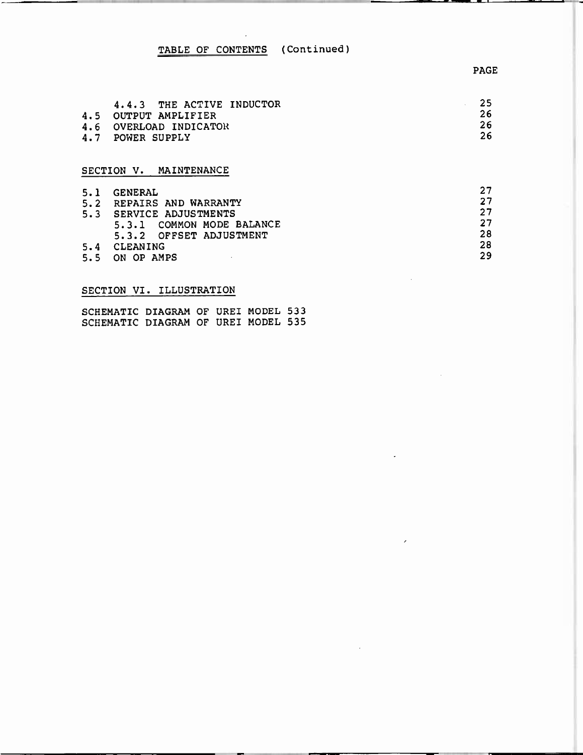# TABLE OF CONTENTS (Continued)

| | PAGE |
|---|---|
| 4.4.3 THE ACTIVE INDUCTOR | 25 |
| 4.5 OUTPUT AMPLIFIER | 26 |
| 4.6 OVERLOAD INDICATOR | 26 |
| 4.7 POWER SUPPLY | 26 |

## SECTION V. MAINTENANCE

| | |
|---|---|
| 5.1 GENERAL | 27 |
| 5.2 REPAIRS AND WARRANTY | 27 |
| 5.3 SERVICE ADJUSTMENTS | 27 |
| 5.3.1 COMMON MODE BALANCE | 27 |
| 5.3.2 OFFSET ADJUSTMENT | 28 |
| 5.4 CLEANING | 28 |
| 5.5 ON OP AMPS | 29 |

## SECTION VI. ILLUSTRATION

SCHEMATIC DIAGRAM OF UREI MODEL 533
SCHEMATIC DIAGRAM OF UREI MODEL 535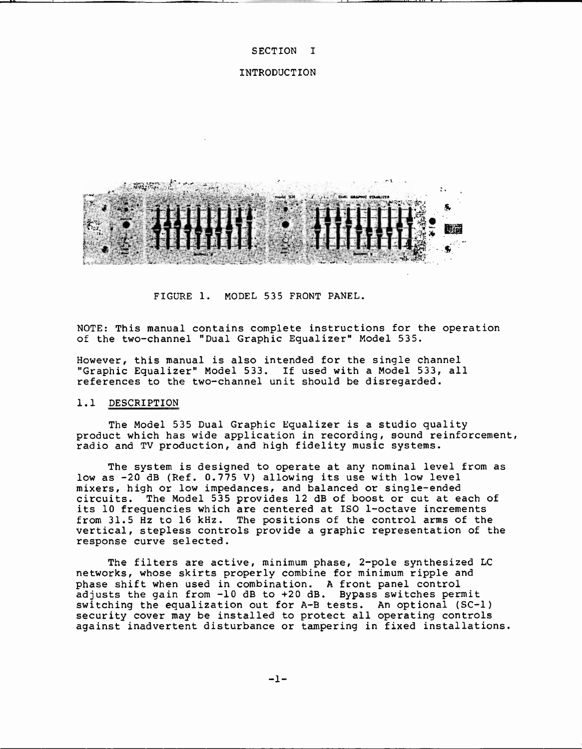# SECTION I

## INTRODUCTION

FIGURE 1. MODEL 535 FRONT PANEL.

NOTE: This manual contains complete instructions for the operation of the two-channel "Dual Graphic Equalizer" Model 535.

However, this manual is also intended for the single channel "Graphic Equalizer" Model 533. If used with a Model 533, all references to the two-channel unit should be disregarded.

### 1.1 DESCRIPTION

The Model 535 Dual Graphic Equalizer is a studio quality product which has wide application in recording, sound reinforcement, radio and TV production, and high fidelity music systems.

The system is designed to operate at any nominal level from as low as -20 dB (Ref. 0.775 V) allowing its use with low level mixers, high or low impedances, and balanced or single-ended circuits. The Model 535 provides 12 dB of boost or cut at each of its 10 frequencies which are centered at ISO 1-octave increments from 31.5 Hz to 16 kHz. The positions of the control arms of the vertical, stepless controls provide a graphic representation of the response curve selected.

The filters are active, minimum phase, 2-pole synthesized LC networks, whose skirts properly combine for minimum ripple and phase shift when used in combination. A front panel control adjusts the gain from -10 dB to +20 dB. Bypass switches permit switching the equalization out for A-B tests. An optional (SC-1) security cover may be installed to protect all operating controls against inadvertent disturbance or tampering in fixed installations.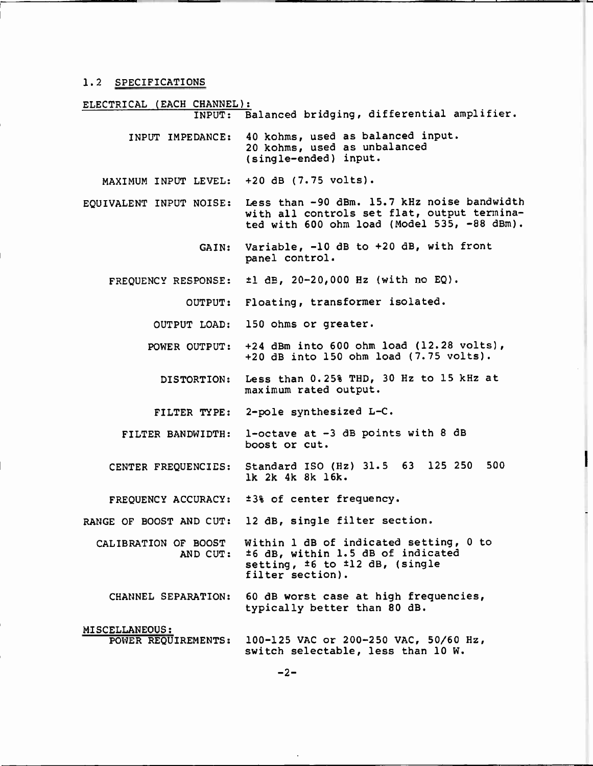## 1.2 SPECIFICATIONS

**ELECTRICAL (EACH CHANNEL):**

| | |
|---|---|
| INPUT: | Balanced bridging, differential amplifier. |
| INPUT IMPEDANCE: | 40 kohms, used as balanced input. 20 kohms, used as unbalanced (single-ended) input. |
| MAXIMUM INPUT LEVEL: | +20 dB (7.75 volts). |
| EQUIVALENT INPUT NOISE: | Less than -90 dBm. 15.7 kHz noise bandwidth with all controls set flat, output terminated with 600 ohm load (Model 535, -88 dBm). |
| GAIN: | Variable, -10 dB to +20 dB, with front panel control. |
| FREQUENCY RESPONSE: | ±1 dB, 20-20,000 Hz (with no EQ). |
| OUTPUT: | Floating, transformer isolated. |
| OUTPUT LOAD: | 150 ohms or greater. |
| POWER OUTPUT: | +24 dBm into 600 ohm load (12.28 volts), +20 dB into 150 ohm load (7.75 volts). |
| DISTORTION: | Less than 0.25% THD, 30 Hz to 15 kHz at maximum rated output. |
| FILTER TYPE: | 2-pole synthesized L-C. |
| FILTER BANDWIDTH: | 1-octave at -3 dB points with 8 dB boost or cut. |
| CENTER FREQUENCIES: | Standard ISO (Hz) 31.5 63 125 250 500 1k 2k 4k 8k 16k. |
| FREQUENCY ACCURACY: | ±3% of center frequency. |
| RANGE OF BOOST AND CUT: | 12 dB, single filter section. |
| CALIBRATION OF BOOST AND CUT: | Within 1 dB of indicated setting, 0 to ±6 dB, within 1.5 dB of indicated setting, ±6 to ±12 dB, (single filter section). |
| CHANNEL SEPARATION: | 60 dB worst case at high frequencies, typically better than 80 dB. |

**MISCELLANEOUS:**

| | |
|---|---|
| POWER REQUIREMENTS: | 100-125 VAC or 200-250 VAC, 50/60 Hz, switch selectable, less than 10 W. |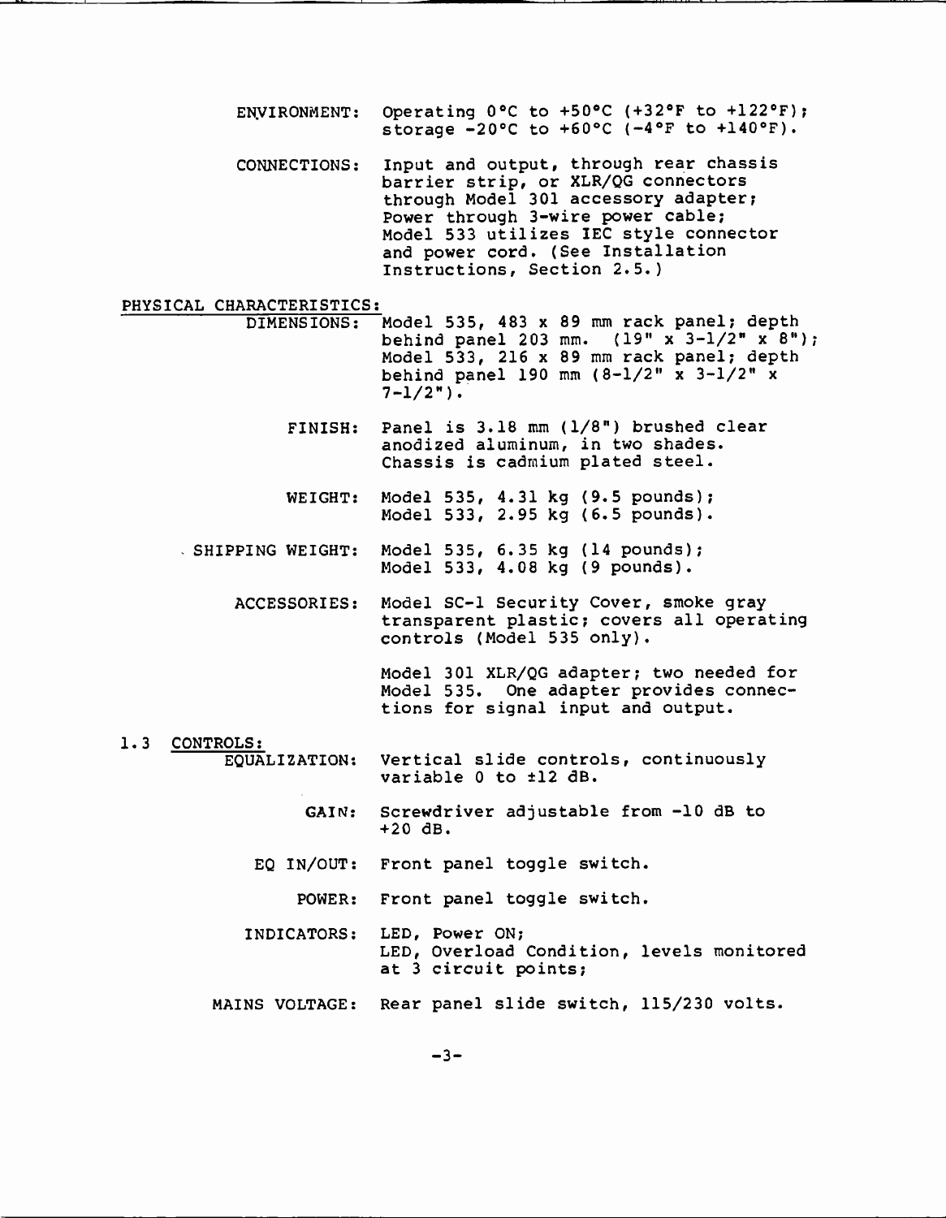**ENVIRONMENT:** Operating 0°C to +50°C (+32°F to +122°F); storage -20°C to +60°C (-4°F to +140°F).

**CONNECTIONS:** Input and output, through rear chassis barrier strip, or XLR/QG connectors through Model 301 accessory adapter; Power through 3-wire power cable; Model 533 utilizes IEC style connector and power cord. (See Installation Instructions, Section 2.5.)

PHYSICAL CHARACTERISTICS:

**DIMENSIONS:** Model 535, 483 x 89 mm rack panel; depth behind panel 203 mm. (19" x 3-1/2" x 8"); Model 533, 216 x 89 mm rack panel; depth behind panel 190 mm (8-1/2" x 3-1/2" x 7-1/2").

**FINISH:** Panel is 3.18 mm (1/8") brushed clear anodized aluminum, in two shades. Chassis is cadmium plated steel.

**WEIGHT:** Model 535, 4.31 kg (9.5 pounds); Model 533, 2.95 kg (6.5 pounds).

**SHIPPING WEIGHT:** Model 535, 6.35 kg (14 pounds); Model 533, 4.08 kg (9 pounds).

**ACCESSORIES:** Model SC-1 Security Cover, smoke gray transparent plastic; covers all operating controls (Model 535 only).

Model 301 XLR/QG adapter; two needed for Model 535. One adapter provides connections for signal input and output.

1.3 CONTROLS:

**EQUALIZATION:** Vertical slide controls, continuously variable 0 to ±12 dB.

**GAIN:** Screwdriver adjustable from -10 dB to +20 dB.

**EQ IN/OUT:** Front panel toggle switch.

**POWER:** Front panel toggle switch.

**INDICATORS:** LED, Power ON; LED, Overload Condition, levels monitored at 3 circuit points;

**MAINS VOLTAGE:** Rear panel slide switch, 115/230 volts.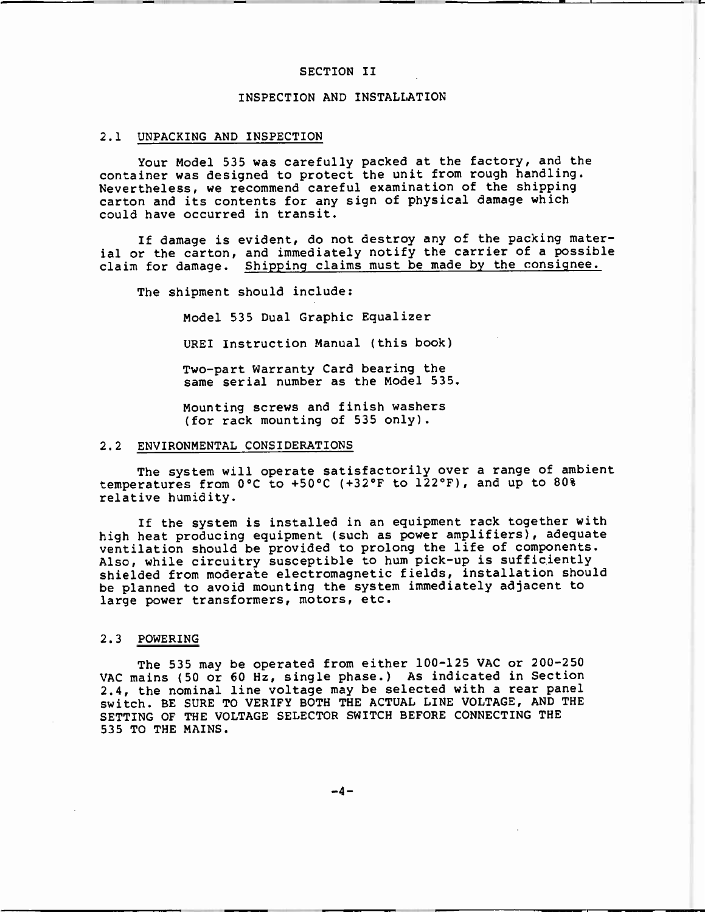# SECTION II

## INSPECTION AND INSTALLATION

### 2.1 UNPACKING AND INSPECTION

Your Model 535 was carefully packed at the factory, and the container was designed to protect the unit from rough handling. Nevertheless, we recommend careful examination of the shipping carton and its contents for any sign of physical damage which could have occurred in transit.

If damage is evident, do not destroy any of the packing material or the carton, and immediately notify the carrier of a possible claim for damage. Shipping claims must be made by the consignee.

The shipment should include:

- Model 535 Dual Graphic Equalizer
- UREI Instruction Manual (this book)
- Two-part Warranty Card bearing the same serial number as the Model 535.
- Mounting screws and finish washers (for rack mounting of 535 only).

### 2.2 ENVIRONMENTAL CONSIDERATIONS

The system will operate satisfactorily over a range of ambient temperatures from 0°C to +50°C (+32°F to 122°F), and up to 80% relative humidity.

If the system is installed in an equipment rack together with high heat producing equipment (such as power amplifiers), adequate ventilation should be provided to prolong the life of components. Also, while circuitry susceptible to hum pick-up is sufficiently shielded from moderate electromagnetic fields, installation should be planned to avoid mounting the system immediately adjacent to large power transformers, motors, etc.

### 2.3 POWERING

The 535 may be operated from either 100-125 VAC or 200-250 VAC mains (50 or 60 Hz, single phase.) As indicated in Section 2.4, the nominal line voltage may be selected with a rear panel switch. BE SURE TO VERIFY BOTH THE ACTUAL LINE VOLTAGE, AND THE SETTING OF THE VOLTAGE SELECTOR SWITCH BEFORE CONNECTING THE 535 TO THE MAINS.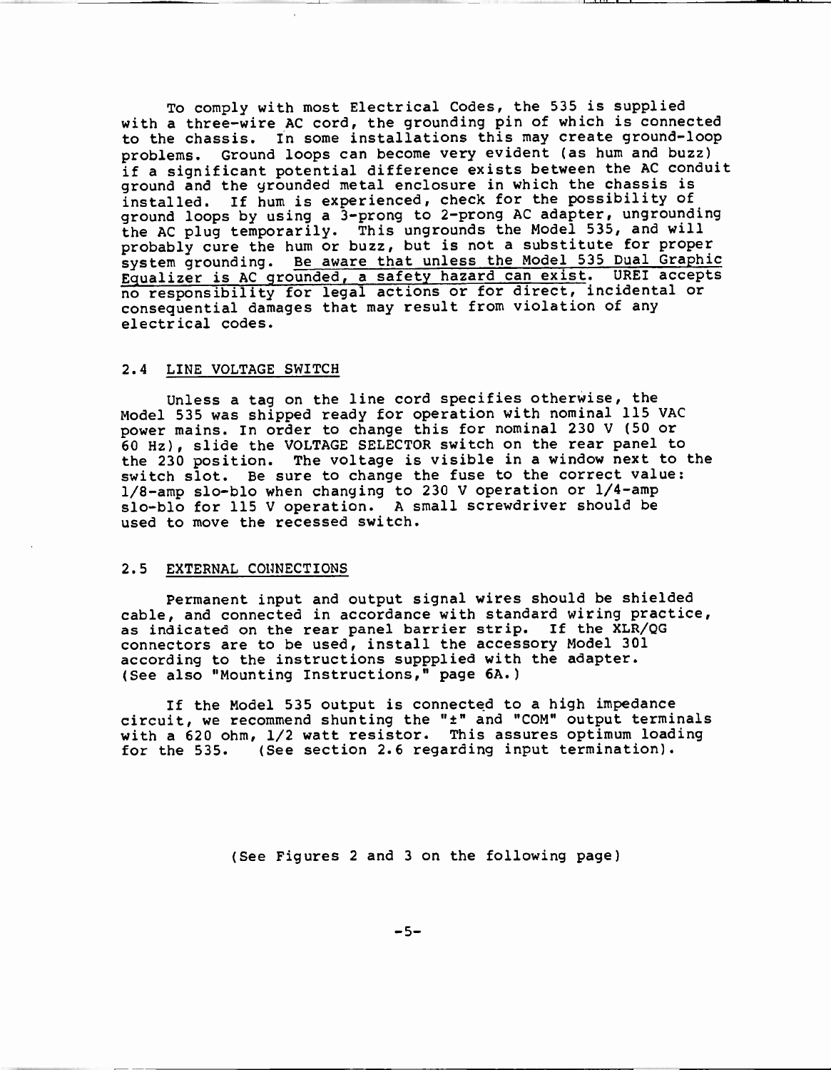To comply with most Electrical Codes, the 535 is supplied with a three-wire AC cord, the grounding pin of which is connected to the chassis. In some installations this may create ground-loop problems. Ground loops can become very evident (as hum and buzz) if a significant potential difference exists between the AC conduit ground and the grounded metal enclosure in which the chassis is installed. If hum is experienced, check for the possibility of ground loops by using a 3-prong to 2-prong AC adapter, ungrounding the AC plug temporarily. This ungrounds the Model 535, and will probably cure the hum or buzz, but is not a substitute for proper system grounding. <u>Be aware that unless the Model 535 Dual Graphic Equalizer is AC grounded, a safety hazard can exist.</u> UREI accepts no responsibility for legal actions or for direct, incidental or consequential damages that may result from violation of any electrical codes.

## 2.4 LINE VOLTAGE SWITCH

Unless a tag on the line cord specifies otherwise, the Model 535 was shipped ready for operation with nominal 115 VAC power mains. In order to change this for nominal 230 V (50 or 60 Hz), slide the VOLTAGE SELECTOR switch on the rear panel to the 230 position. The voltage is visible in a window next to the switch slot. Be sure to change the fuse to the correct value: 1/8-amp slo-blo when changing to 230 V operation or 1/4-amp slo-blo for 115 V operation. A small screwdriver should be used to move the recessed switch.

## 2.5 EXTERNAL CONNECTIONS

Permanent input and output signal wires should be shielded cable, and connected in accordance with standard wiring practice, as indicated on the rear panel barrier strip. If the XLR/QG connectors are to be used, install the accessory Model 301 according to the instructions suppplied with the adapter. (See also "Mounting Instructions," page 6A.)

If the Model 535 output is connected to a high impedance circuit, we recommend shunting the "±" and "COM" output terminals with a 620 ohm, 1/2 watt resistor. This assures optimum loading for the 535. (See section 2.6 regarding input termination).

(See Figures 2 and 3 on the following page)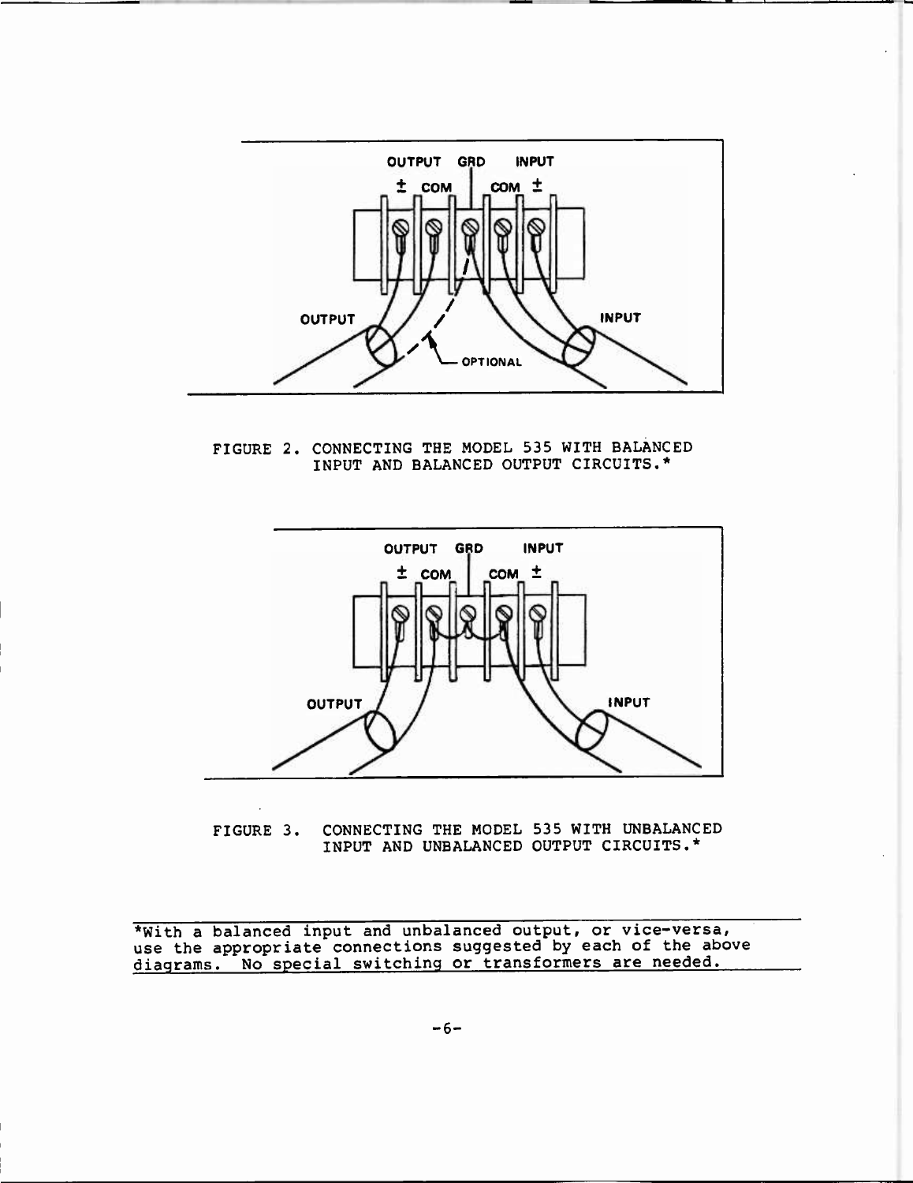FIGURE 2. CONNECTING THE MODEL 535 WITH BALANCED INPUT AND BALANCED OUTPUT CIRCUITS.*

FIGURE 3. CONNECTING THE MODEL 535 WITH UNBALANCED INPUT AND UNBALANCED OUTPUT CIRCUITS.*

*With a balanced input and unbalanced output, or vice-versa, use the appropriate connections suggested by each of the above diagrams. No special switching or transformers are needed.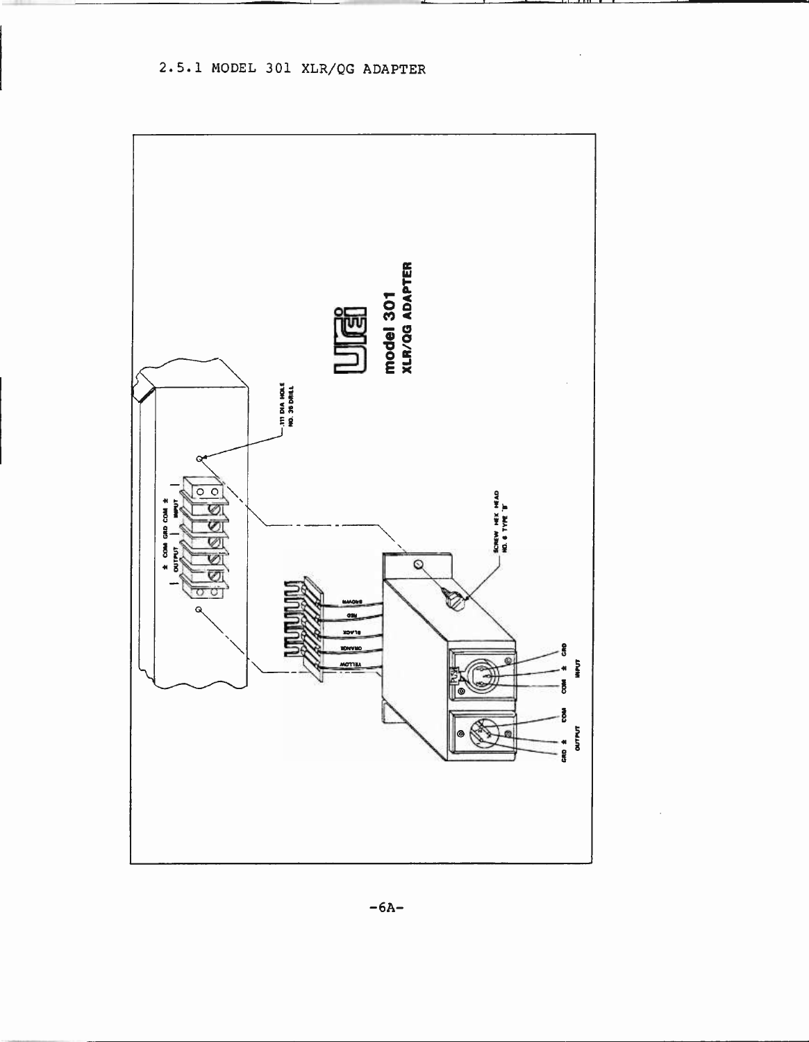2.5.1 MODEL 301 XLR/QG ADAPTER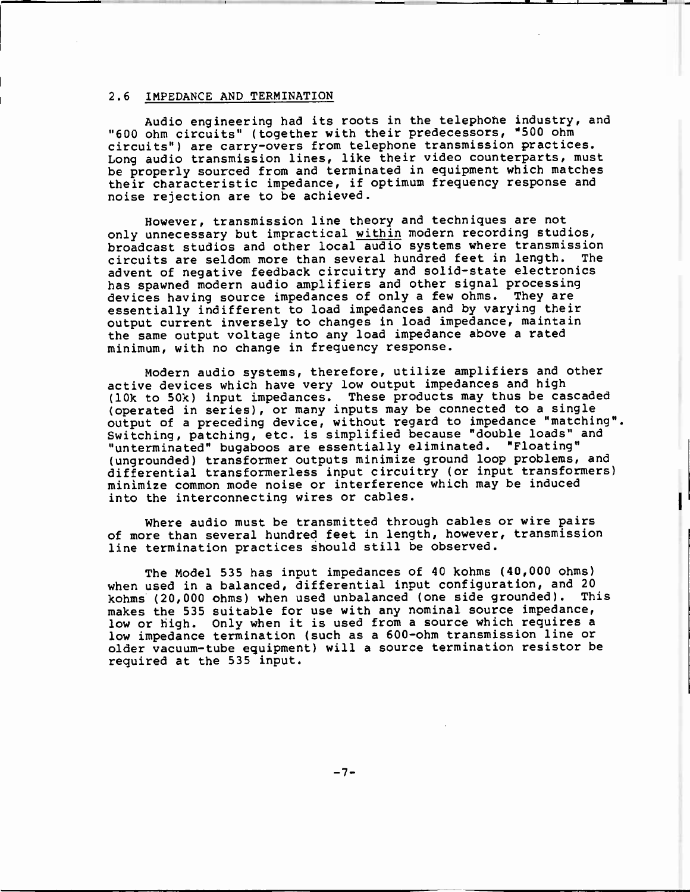## 2.6 IMPEDANCE AND TERMINATION

Audio engineering had its roots in the telephone industry, and "600 ohm circuits" (together with their predecessors, "500 ohm circuits") are carry-overs from telephone transmission practices. Long audio transmission lines, like their video counterparts, must be properly sourced from and terminated in equipment which matches their characteristic impedance, if optimum frequency response and noise rejection are to be achieved.

However, transmission line theory and techniques are not only unnecessary but impractical <u>within</u> modern recording studios, broadcast studios and other local audio systems where transmission circuits are seldom more than several hundred feet in length. The advent of negative feedback circuitry and solid-state electronics has spawned modern audio amplifiers and other signal processing devices having source impedances of only a few ohms. They are essentially indifferent to load impedances and by varying their output current inversely to changes in load impedance, maintain the same output voltage into any load impedance above a rated minimum, with no change in frequency response.

Modern audio systems, therefore, utilize amplifiers and other active devices which have very low output impedances and high (10k to 50k) input impedances. These products may thus be cascaded (operated in series), or many inputs may be connected to a single output of a preceding device, without regard to impedance "matching". Switching, patching, etc. is simplified because "double loads" and "unterminated" bugaboos are essentially eliminated. "Floating" (ungrounded) transformer outputs minimize ground loop problems, and differential transformerless input circuitry (or input transformers) minimize common mode noise or interference which may be induced into the interconnecting wires or cables.

Where audio must be transmitted through cables or wire pairs of more than several hundred feet in length, however, transmission line termination practices should still be observed.

The Model 535 has input impedances of 40 kohms (40,000 ohms) when used in a balanced, differential input configuration, and 20 kohms (20,000 ohms) when used unbalanced (one side grounded). This makes the 535 suitable for use with any nominal source impedance, low or high. Only when it is used from a source which requires a low impedance termination (such as a 600-ohm transmission line or older vacuum-tube equipment) will a source termination resistor be required at the 535 input.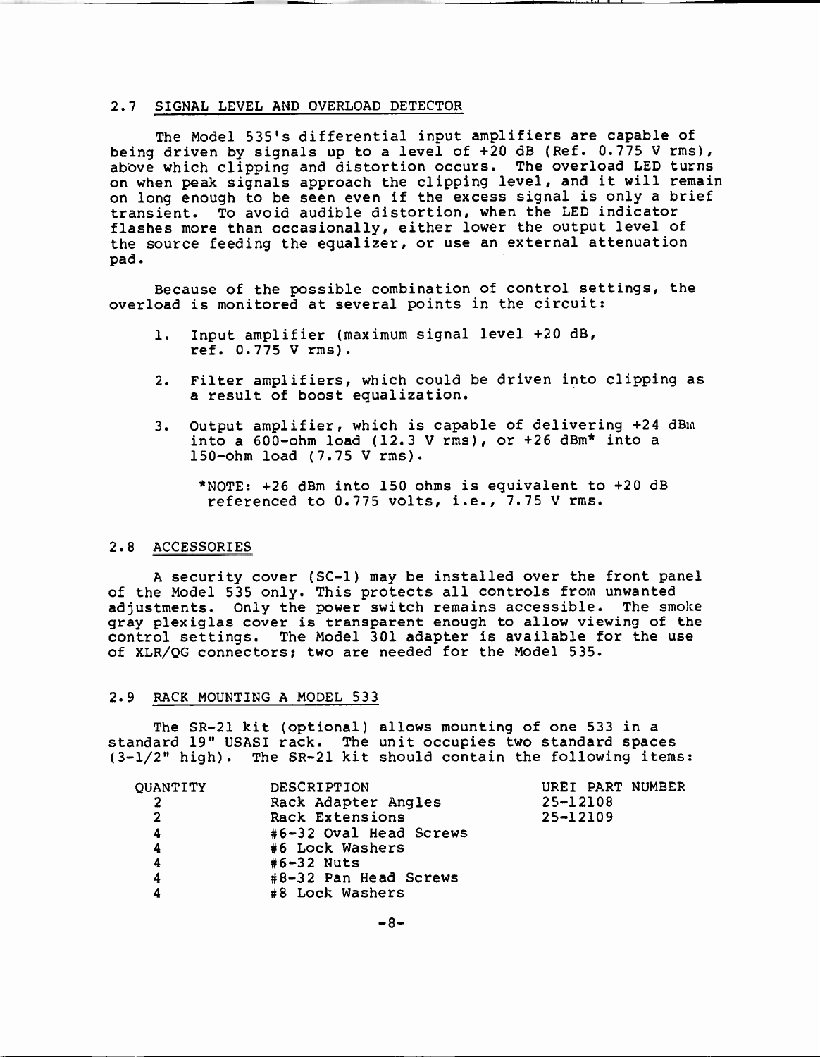## 2.7 SIGNAL LEVEL AND OVERLOAD DETECTOR

The Model 535's differential input amplifiers are capable of being driven by signals up to a level of +20 dB (Ref. 0.775 V rms), above which clipping and distortion occurs. The overload LED turns on when peak signals approach the clipping level, and it will remain on long enough to be seen even if the excess signal is only a brief transient. To avoid audible distortion, when the LED indicator flashes more than occasionally, either lower the output level of the source feeding the equalizer, or use an external attenuation pad.

Because of the possible combination of control settings, the overload is monitored at several points in the circuit:

1. Input amplifier (maximum signal level +20 dB, ref. 0.775 V rms).

2. Filter amplifiers, which could be driven into clipping as a result of boost equalization.

3. Output amplifier, which is capable of delivering +24 dBm into a 600-ohm load (12.3 V rms), or +26 dBm* into a 150-ohm load (7.75 V rms).

   *NOTE: +26 dBm into 150 ohms is equivalent to +20 dB referenced to 0.775 volts, i.e., 7.75 V rms.

## 2.8 ACCESSORIES

A security cover (SC-1) may be installed over the front panel of the Model 535 only. This protects all controls from unwanted adjustments. Only the power switch remains accessible. The smoke gray plexiglas cover is transparent enough to allow viewing of the control settings. The Model 301 adapter is available for the use of XLR/QG connectors; two are needed for the Model 535.

## 2.9 RACK MOUNTING A MODEL 533

The SR-21 kit (optional) allows mounting of one 533 in a standard 19" USASI rack. The unit occupies two standard spaces (3-1/2" high). The SR-21 kit should contain the following items:

| QUANTITY | DESCRIPTION | UREI PART NUMBER |
|---|---|---|
| 2 | Rack Adapter Angles | 25-12108 |
| 2 | Rack Extensions | 25-12109 |
| 4 | #6-32 Oval Head Screws | |
| 4 | #6 Lock Washers | |
| 4 | #6-32 Nuts | |
| 4 | #8-32 Pan Head Screws | |
| 4 | #8 Lock Washers | |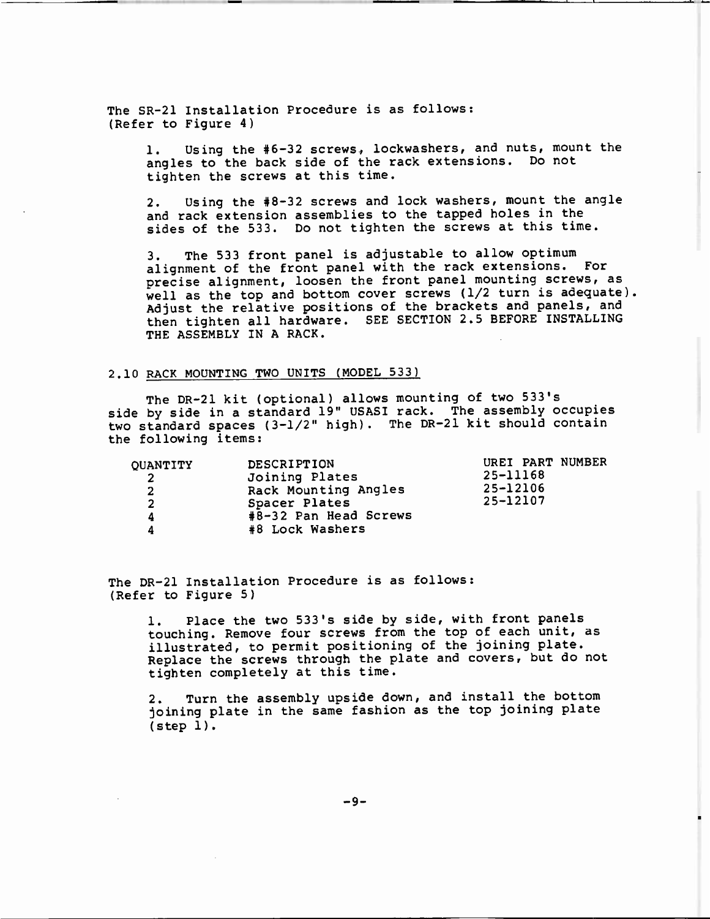The SR-21 Installation Procedure is as follows:
(Refer to Figure 4)

1. Using the #6-32 screws, lockwashers, and nuts, mount the angles to the back side of the rack extensions. Do not tighten the screws at this time.

2. Using the #8-32 screws and lock washers, mount the angle and rack extension assemblies to the tapped holes in the sides of the 533. Do not tighten the screws at this time.

3. The 533 front panel is adjustable to allow optimum alignment of the front panel with the rack extensions. For precise alignment, loosen the front panel mounting screws, as well as the top and bottom cover screws (1/2 turn is adequate). Adjust the relative positions of the brackets and panels, and then tighten all hardware. SEE SECTION 2.5 BEFORE INSTALLING THE ASSEMBLY IN A RACK.

## 2.10 RACK MOUNTING TWO UNITS (MODEL 533)

The DR-21 kit (optional) allows mounting of two 533's side by side in a standard 19" USASI rack. The assembly occupies two standard spaces (3-1/2" high). The DR-21 kit should contain the following items:

| QUANTITY | DESCRIPTION | UREI PART NUMBER |
|---|---|---|
| 2 | Joining Plates | 25-11168 |
| 2 | Rack Mounting Angles | 25-12106 |
| 2 | Spacer Plates | 25-12107 |
| 4 | #8-32 Pan Head Screws | |
| 4 | #8 Lock Washers | |

The DR-21 Installation Procedure is as follows:
(Refer to Figure 5)

1. Place the two 533's side by side, with front panels touching. Remove four screws from the top of each unit, as illustrated, to permit positioning of the joining plate. Replace the screws through the plate and covers, but do not tighten completely at this time.

2. Turn the assembly upside down, and install the bottom joining plate in the same fashion as the top joining plate (step 1).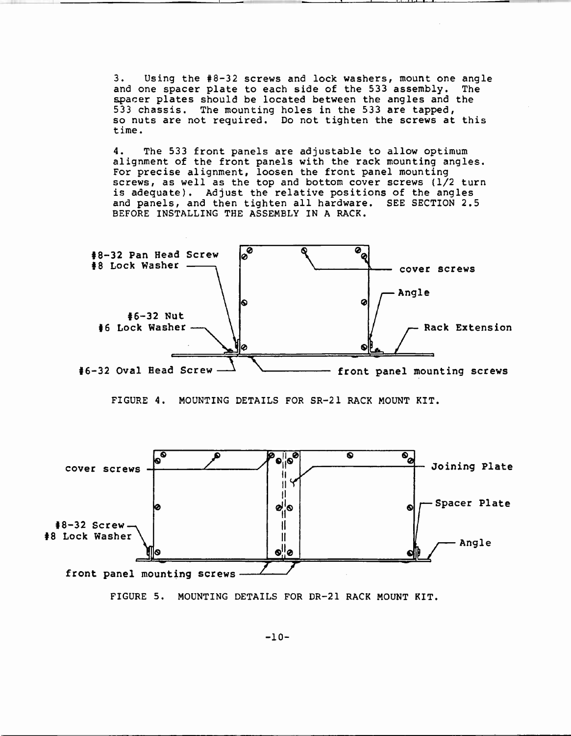3. Using the #8-32 screws and lock washers, mount one angle and one spacer plate to each side of the 533 assembly. The spacer plates should be located between the angles and the 533 chassis. The mounting holes in the 533 are tapped, so nuts are not required. Do not tighten the screws at this time.

4. The 533 front panels are adjustable to allow optimum alignment of the front panels with the rack mounting angles. For precise alignment, loosen the front panel mounting screws, as well as the top and bottom cover screws (1/2 turn is adequate). Adjust the relative positions of the angles and panels, and then tighten all hardware. SEE SECTION 2.5 BEFORE INSTALLING THE ASSEMBLY IN A RACK.

#8-32 Pan Head Screw
#8 Lock Washer
cover screws
Angle
#6-32 Nut
#6 Lock Washer
Rack Extension
#6-32 Oval Head Screw
front panel mounting screws

FIGURE 4. MOUNTING DETAILS FOR SR-21 RACK MOUNT KIT.

cover screws
Joining Plate
Spacer Plate
#8-32 Screw
#8 Lock Washer
Angle
front panel mounting screws

FIGURE 5. MOUNTING DETAILS FOR DR-21 RACK MOUNT KIT.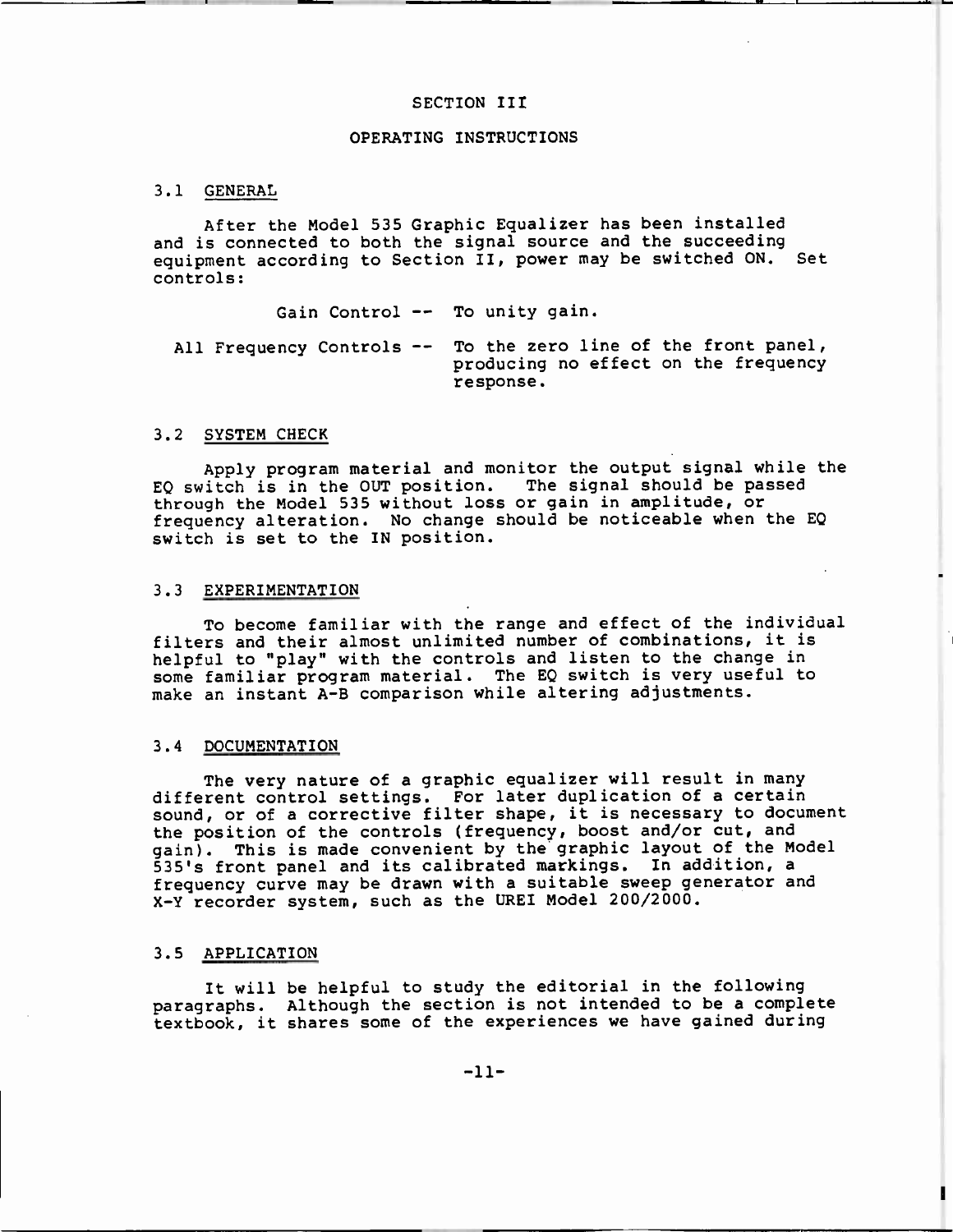# SECTION III

# OPERATING INSTRUCTIONS

## 3.1 GENERAL

After the Model 535 Graphic Equalizer has been installed and is connected to both the signal source and the succeeding equipment according to Section II, power may be switched ON. Set controls:

Gain Control -- To unity gain.

All Frequency Controls -- To the zero line of the front panel, producing no effect on the frequency response.

## 3.2 SYSTEM CHECK

Apply program material and monitor the output signal while the EQ switch is in the OUT position. The signal should be passed through the Model 535 without loss or gain in amplitude, or frequency alteration. No change should be noticeable when the EQ switch is set to the IN position.

## 3.3 EXPERIMENTATION

To become familiar with the range and effect of the individual filters and their almost unlimited number of combinations, it is helpful to "play" with the controls and listen to the change in some familiar program material. The EQ switch is very useful to make an instant A-B comparison while altering adjustments.

## 3.4 DOCUMENTATION

The very nature of a graphic equalizer will result in many different control settings. For later duplication of a certain sound, or of a corrective filter shape, it is necessary to document the position of the controls (frequency, boost and/or cut, and gain). This is made convenient by the graphic layout of the Model 535's front panel and its calibrated markings. In addition, a frequency curve may be drawn with a suitable sweep generator and X-Y recorder system, such as the UREI Model 200/2000.

## 3.5 APPLICATION

It will be helpful to study the editorial in the following paragraphs. Although the section is not intended to be a complete textbook, it shares some of the experiences we have gained during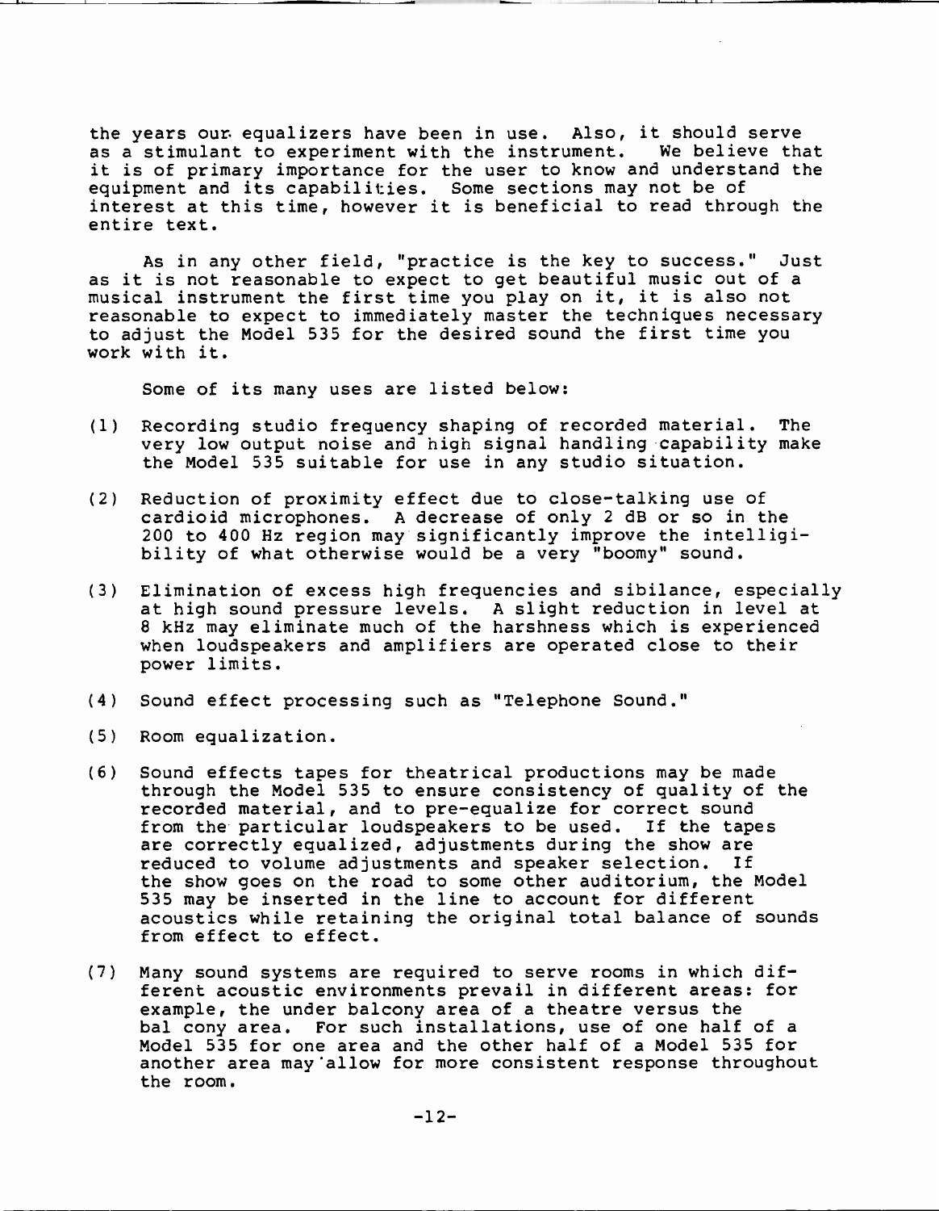the years our equalizers have been in use. Also, it should serve as a stimulant to experiment with the instrument. We believe that it is of primary importance for the user to know and understand the equipment and its capabilities. Some sections may not be of interest at this time, however it is beneficial to read through the entire text.

As in any other field, "practice is the key to success." Just as it is not reasonable to expect to get beautiful music out of a musical instrument the first time you play on it, it is also not reasonable to expect to immediately master the techniques necessary to adjust the Model 535 for the desired sound the first time you work with it.

Some of its many uses are listed below:

(1) Recording studio frequency shaping of recorded material. The very low output noise and high signal handling capability make the Model 535 suitable for use in any studio situation.

(2) Reduction of proximity effect due to close-talking use of cardioid microphones. A decrease of only 2 dB or so in the 200 to 400 Hz region may significantly improve the intelligibility of what otherwise would be a very "boomy" sound.

(3) Elimination of excess high frequencies and sibilance, especially at high sound pressure levels. A slight reduction in level at 8 kHz may eliminate much of the harshness which is experienced when loudspeakers and amplifiers are operated close to their power limits.

(4) Sound effect processing such as "Telephone Sound."

(5) Room equalization.

(6) Sound effects tapes for theatrical productions may be made through the Model 535 to ensure consistency of quality of the recorded material, and to pre-equalize for correct sound from the particular loudspeakers to be used. If the tapes are correctly equalized, adjustments during the show are reduced to volume adjustments and speaker selection. If the show goes on the road to some other auditorium, the Model 535 may be inserted in the line to account for different acoustics while retaining the original total balance of sounds from effect to effect.

(7) Many sound systems are required to serve rooms in which different acoustic environments prevail in different areas: for example, the under balcony area of a theatre versus the balcony area. For such installations, use of one half of a Model 535 for one area and the other half of a Model 535 for another area may allow for more consistent response throughout the room.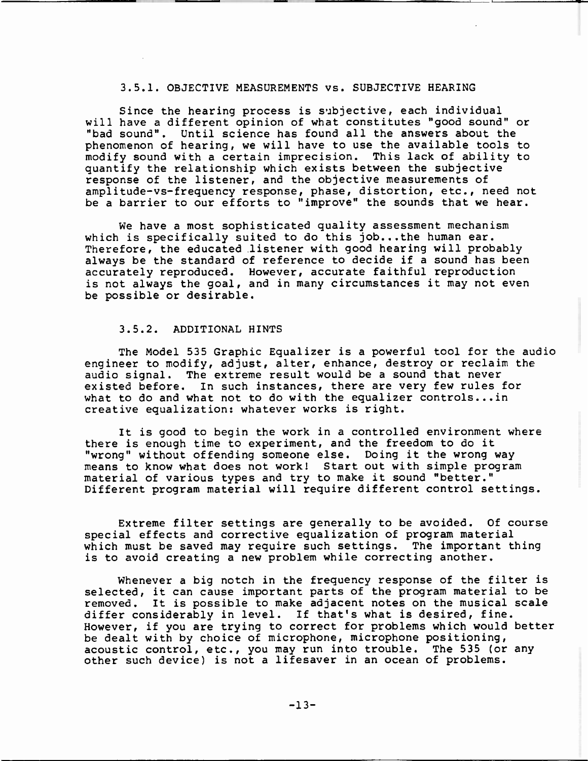### 3.5.1. OBJECTIVE MEASUREMENTS vs. SUBJECTIVE HEARING

Since the hearing process is subjective, each individual will have a different opinion of what constitutes "good sound" or "bad sound". Until science has found all the answers about the phenomenon of hearing, we will have to use the available tools to modify sound with a certain imprecision. This lack of ability to quantify the relationship which exists between the subjective response of the listener, and the objective measurements of amplitude-vs-frequency response, phase, distortion, etc., need not be a barrier to our efforts to "improve" the sounds that we hear.

We have a most sophisticated quality assessment mechanism which is specifically suited to do this job...the human ear. Therefore, the educated listener with good hearing will probably always be the standard of reference to decide if a sound has been accurately reproduced. However, accurate faithful reproduction is not always the goal, and in many circumstances it may not even be possible or desirable.

### 3.5.2. ADDITIONAL HINTS

The Model 535 Graphic Equalizer is a powerful tool for the audio engineer to modify, adjust, alter, enhance, destroy or reclaim the audio signal. The extreme result would be a sound that never existed before. In such instances, there are very few rules for what to do and what not to do with the equalizer controls...in creative equalization: whatever works is right.

It is good to begin the work in a controlled environment where there is enough time to experiment, and the freedom to do it "wrong" without offending someone else. Doing it the wrong way means to know what does not work! Start out with simple program material of various types and try to make it sound "better." Different program material will require different control settings.

Extreme filter settings are generally to be avoided. Of course special effects and corrective equalization of program material which must be saved may require such settings. The important thing is to avoid creating a new problem while correcting another.

Whenever a big notch in the frequency response of the filter is selected, it can cause important parts of the program material to be removed. It is possible to make adjacent notes on the musical scale differ considerably in level. If that's what is desired, fine. However, if you are trying to correct for problems which would better be dealt with by choice of microphone, microphone positioning, acoustic control, etc., you may run into trouble. The 535 (or any other such device) is not a lifesaver in an ocean of problems.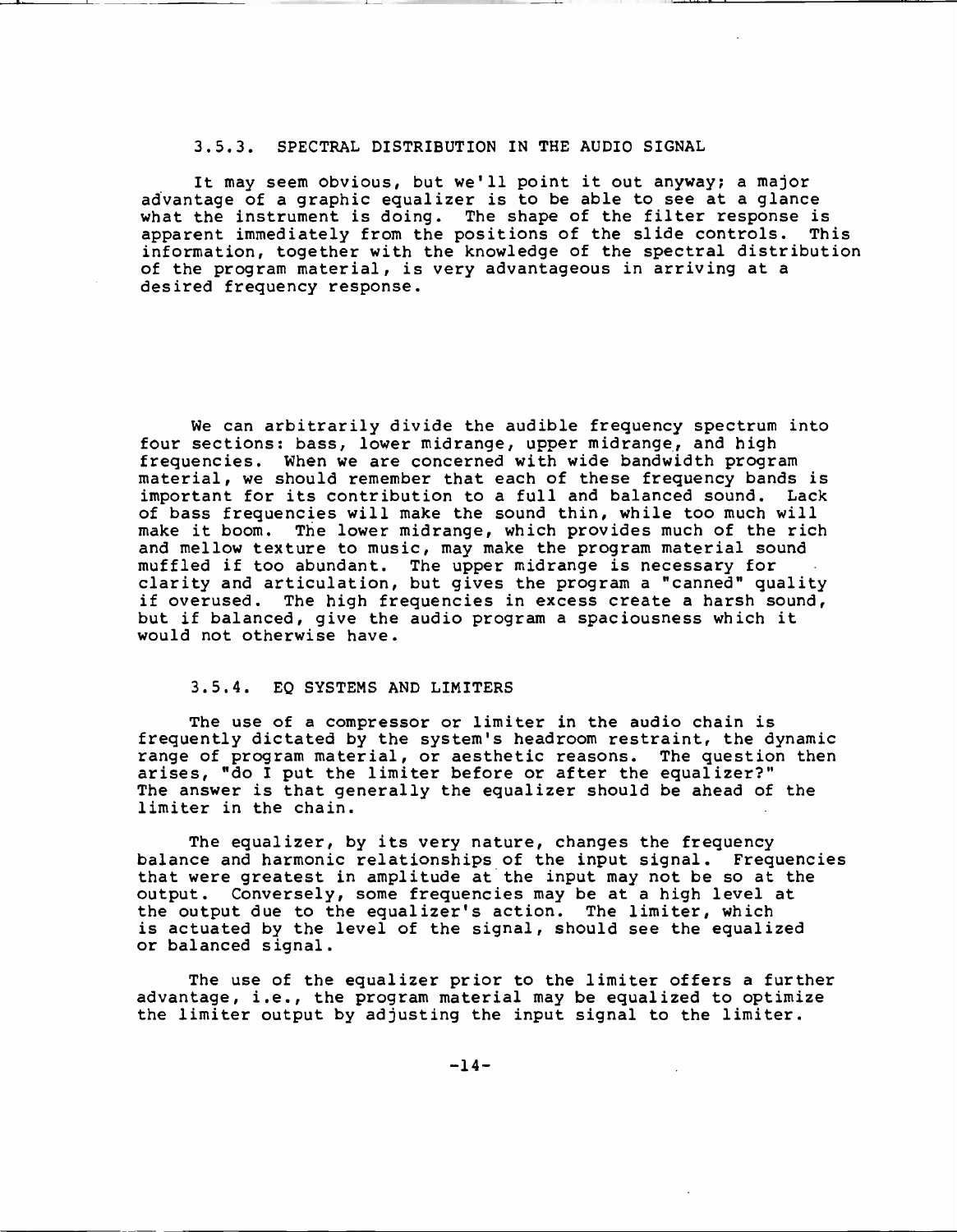### 3.5.3. SPECTRAL DISTRIBUTION IN THE AUDIO SIGNAL

It may seem obvious, but we'll point it out anyway; a major advantage of a graphic equalizer is to be able to see at a glance what the instrument is doing. The shape of the filter response is apparent immediately from the positions of the slide controls. This information, together with the knowledge of the spectral distribution of the program material, is very advantageous in arriving at a desired frequency response.

We can arbitrarily divide the audible frequency spectrum into four sections: bass, lower midrange, upper midrange, and high frequencies. When we are concerned with wide bandwidth program material, we should remember that each of these frequency bands is important for its contribution to a full and balanced sound. Lack of bass frequencies will make the sound thin, while too much will make it boom. The lower midrange, which provides much of the rich and mellow texture to music, may make the program material sound muffled if too abundant. The upper midrange is necessary for clarity and articulation, but gives the program a "canned" quality if overused. The high frequencies in excess create a harsh sound, but if balanced, give the audio program a spaciousness which it would not otherwise have.

### 3.5.4. EQ SYSTEMS AND LIMITERS

The use of a compressor or limiter in the audio chain is frequently dictated by the system's headroom restraint, the dynamic range of program material, or aesthetic reasons. The question then arises, "do I put the limiter before or after the equalizer?" The answer is that generally the equalizer should be ahead of the limiter in the chain.

The equalizer, by its very nature, changes the frequency balance and harmonic relationships of the input signal. Frequencies that were greatest in amplitude at the input may not be so at the output. Conversely, some frequencies may be at a high level at the output due to the equalizer's action. The limiter, which is actuated by the level of the signal, should see the equalized or balanced signal.

The use of the equalizer prior to the limiter offers a further advantage, i.e., the program material may be equalized to optimize the limiter output by adjusting the input signal to the limiter.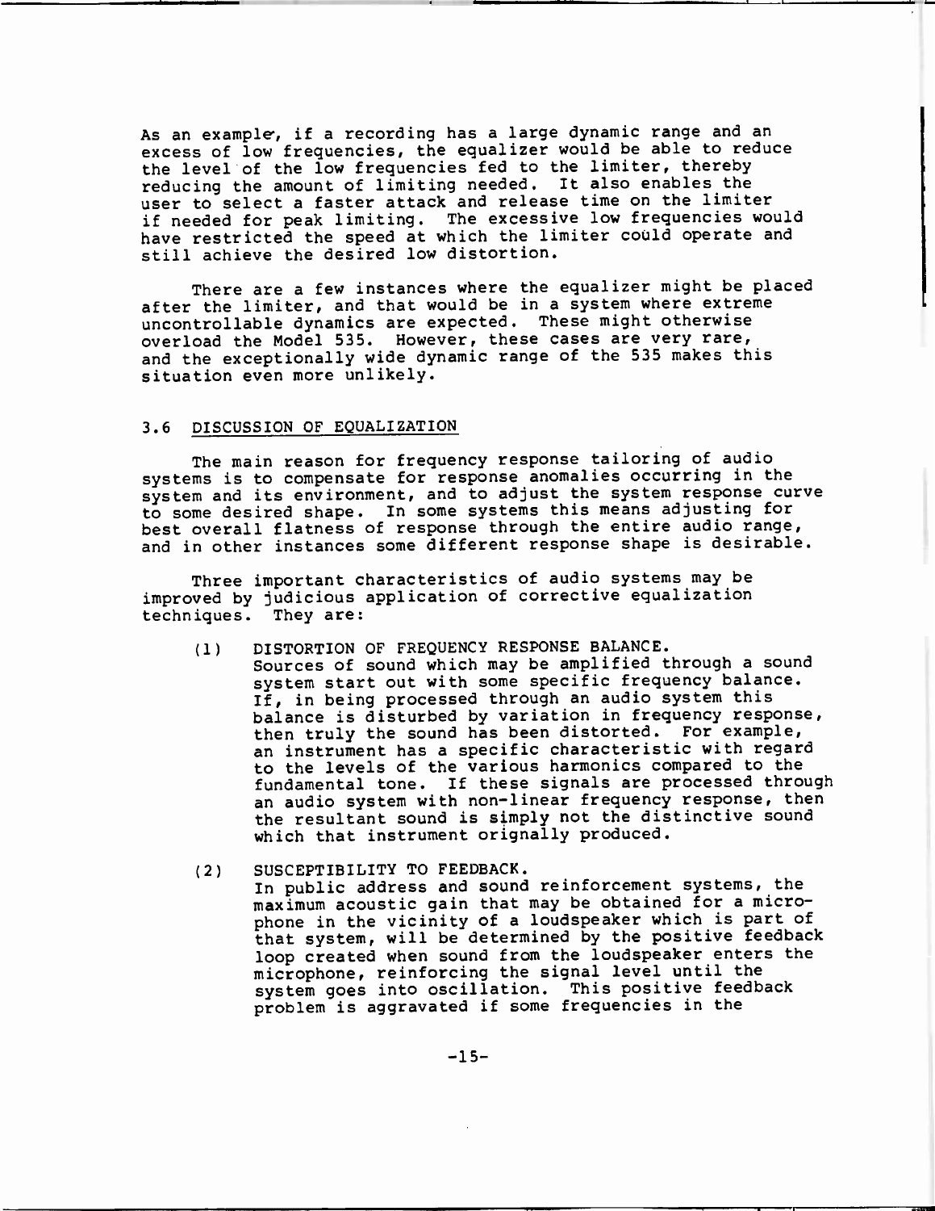As an example, if a recording has a large dynamic range and an excess of low frequencies, the equalizer would be able to reduce the level of the low frequencies fed to the limiter, thereby reducing the amount of limiting needed. It also enables the user to select a faster attack and release time on the limiter if needed for peak limiting. The excessive low frequencies would have restricted the speed at which the limiter could operate and still achieve the desired low distortion.

There are a few instances where the equalizer might be placed after the limiter, and that would be in a system where extreme uncontrollable dynamics are expected. These might otherwise overload the Model 535. However, these cases are very rare, and the exceptionally wide dynamic range of the 535 makes this situation even more unlikely.

## 3.6 DISCUSSION OF EQUALIZATION

The main reason for frequency response tailoring of audio systems is to compensate for response anomalies occurring in the system and its environment, and to adjust the system response curve to some desired shape. In some systems this means adjusting for best overall flatness of response through the entire audio range, and in other instances some different response shape is desirable.

Three important characteristics of audio systems may be improved by judicious application of corrective equalization techniques. They are:

(1) DISTORTION OF FREQUENCY RESPONSE BALANCE.
Sources of sound which may be amplified through a sound system start out with some specific frequency balance. If, in being processed through an audio system this balance is disturbed by variation in frequency response, then truly the sound has been distorted. For example, an instrument has a specific characteristic with regard to the levels of the various harmonics compared to the fundamental tone. If these signals are processed through an audio system with non-linear frequency response, then the resultant sound is simply not the distinctive sound which that instrument orignally produced.

(2) SUSCEPTIBILITY TO FEEDBACK.
In public address and sound reinforcement systems, the maximum acoustic gain that may be obtained for a microphone in the vicinity of a loudspeaker which is part of that system, will be determined by the positive feedback loop created when sound from the loudspeaker enters the microphone, reinforcing the signal level until the system goes into oscillation. This positive feedback problem is aggravated if some frequencies in the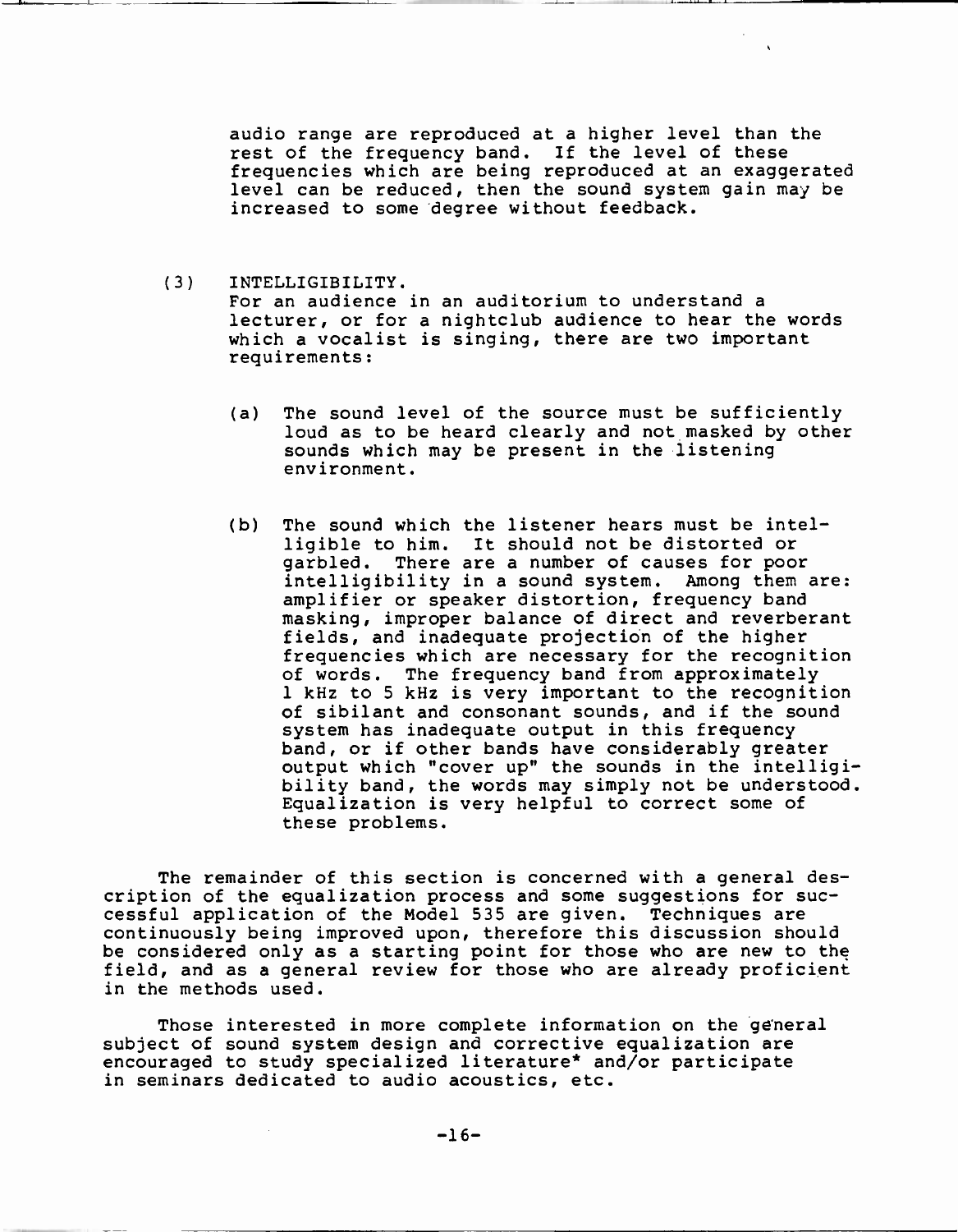audio range are reproduced at a higher level than the rest of the frequency band. If the level of these frequencies which are being reproduced at an exaggerated level can be reduced, then the sound system gain may be increased to some degree without feedback.

(3) INTELLIGIBILITY.
For an audience in an auditorium to understand a lecturer, or for a nightclub audience to hear the words which a vocalist is singing, there are two important requirements:

(a) The sound level of the source must be sufficiently loud as to be heard clearly and not masked by other sounds which may be present in the listening environment.

(b) The sound which the listener hears must be intelligible to him. It should not be distorted or garbled. There are a number of causes for poor intelligibility in a sound system. Among them are: amplifier or speaker distortion, frequency band masking, improper balance of direct and reverberant fields, and inadequate projection of the higher frequencies which are necessary for the recognition of words. The frequency band from approximately 1 kHz to 5 kHz is very important to the recognition of sibilant and consonant sounds, and if the sound system has inadequate output in this frequency band, or if other bands have considerably greater output which "cover up" the sounds in the intelligibility band, the words may simply not be understood. Equalization is very helpful to correct some of these problems.

The remainder of this section is concerned with a general description of the equalization process and some suggestions for successful application of the Model 535 are given. Techniques are continuously being improved upon, therefore this discussion should be considered only as a starting point for those who are new to the field, and as a general review for those who are already proficient in the methods used.

Those interested in more complete information on the general subject of sound system design and corrective equalization are encouraged to study specialized literature* and/or participate in seminars dedicated to audio acoustics, etc.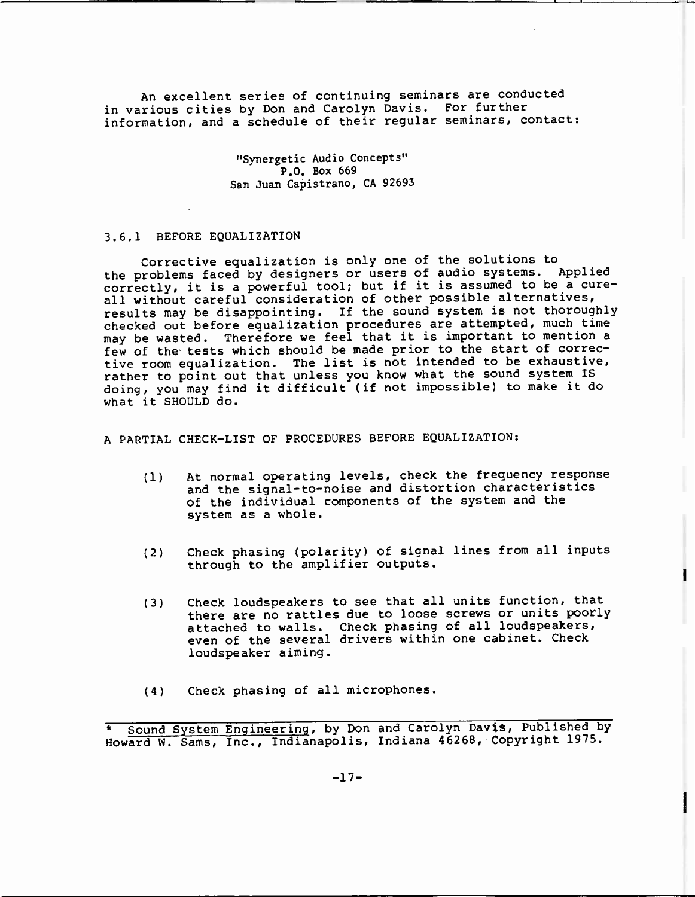An excellent series of continuing seminars are conducted in various cities by Don and Carolyn Davis. For further information, and a schedule of their regular seminars, contact:

"Synergetic Audio Concepts"
P.O. Box 669
San Juan Capistrano, CA 92693

### 3.6.1 BEFORE EQUALIZATION

Corrective equalization is only one of the solutions to the problems faced by designers or users of audio systems. Applied correctly, it is a powerful tool; but if it is assumed to be a cure-all without careful consideration of other possible alternatives, results may be disappointing. If the sound system is not thoroughly checked out before equalization procedures are attempted, much time may be wasted. Therefore we feel that it is important to mention a few of the tests which should be made prior to the start of corrective room equalization. The list is not intended to be exhaustive, rather to point out that unless you know what the sound system IS doing, you may find it difficult (if not impossible) to make it do what it SHOULD do.

A PARTIAL CHECK-LIST OF PROCEDURES BEFORE EQUALIZATION:

(1) At normal operating levels, check the frequency response and the signal-to-noise and distortion characteristics of the individual components of the system and the system as a whole.

(2) Check phasing (polarity) of signal lines from all inputs through to the amplifier outputs.

(3) Check loudspeakers to see that all units function, that there are no rattles due to loose screws or units poorly attached to walls. Check phasing of all loudspeakers, even of the several drivers within one cabinet. Check loudspeaker aiming.

(4) Check phasing of all microphones.

---

* Sound System Engineering, by Don and Carolyn Davis, Published by Howard W. Sams, Inc., Indianapolis, Indiana 46268, Copyright 1975.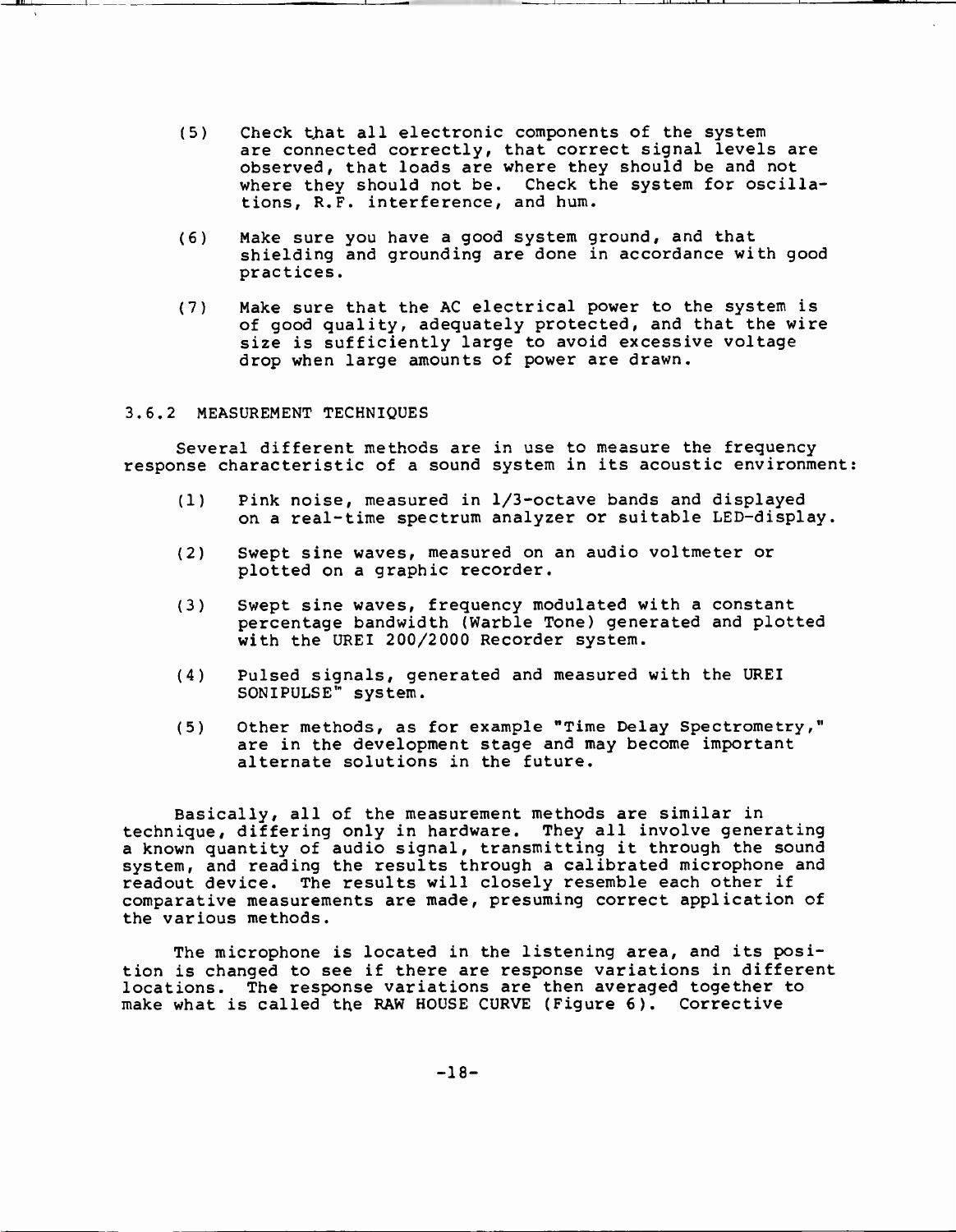(5) Check that all electronic components of the system are connected correctly, that correct signal levels are observed, that loads are where they should be and not where they should not be. Check the system for oscillations, R.F. interference, and hum.

(6) Make sure you have a good system ground, and that shielding and grounding are done in accordance with good practices.

(7) Make sure that the AC electrical power to the system is of good quality, adequately protected, and that the wire size is sufficiently large to avoid excessive voltage drop when large amounts of power are drawn.

### 3.6.2 MEASUREMENT TECHNIQUES

Several different methods are in use to measure the frequency response characteristic of a sound system in its acoustic environment:

(1) Pink noise, measured in 1/3-octave bands and displayed on a real-time spectrum analyzer or suitable LED-display.

(2) Swept sine waves, measured on an audio voltmeter or plotted on a graphic recorder.

(3) Swept sine waves, frequency modulated with a constant percentage bandwidth (Warble Tone) generated and plotted with the UREI 200/2000 Recorder system.

(4) Pulsed signals, generated and measured with the UREI SONIPULSE™ system.

(5) Other methods, as for example "Time Delay Spectrometry," are in the development stage and may become important alternate solutions in the future.

Basically, all of the measurement methods are similar in technique, differing only in hardware. They all involve generating a known quantity of audio signal, transmitting it through the sound system, and reading the results through a calibrated microphone and readout device. The results will closely resemble each other if comparative measurements are made, presuming correct application of the various methods.

The microphone is located in the listening area, and its position is changed to see if there are response variations in different locations. The response variations are then averaged together to make what is called the RAW HOUSE CURVE (Figure 6). Corrective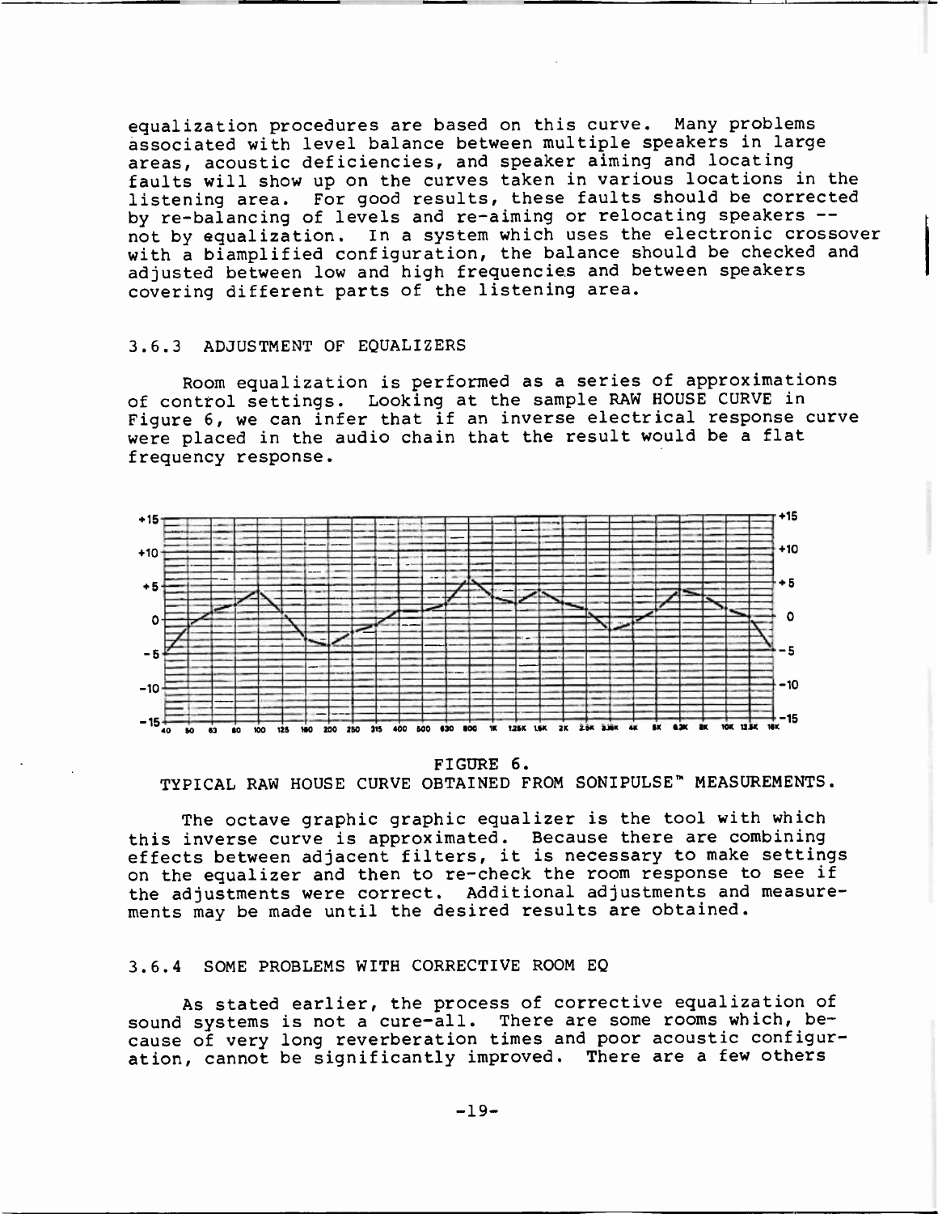equalization procedures are based on this curve. Many problems associated with level balance between multiple speakers in large areas, acoustic deficiencies, and speaker aiming and locating faults will show up on the curves taken in various locations in the listening area. For good results, these faults should be corrected by re-balancing of levels and re-aiming or relocating speakers -- not by equalization. In a system which uses the electronic crossover with a biamplified configuration, the balance should be checked and adjusted between low and high frequencies and between speakers covering different parts of the listening area.

### 3.6.3 ADJUSTMENT OF EQUALIZERS

Room equalization is performed as a series of approximations of control settings. Looking at the sample RAW HOUSE CURVE in Figure 6, we can infer that if an inverse electrical response curve were placed in the audio chain that the result would be a flat frequency response.

FIGURE 6.
TYPICAL RAW HOUSE CURVE OBTAINED FROM SONIPULSE™ MEASUREMENTS.

The octave graphic graphic equalizer is the tool with which this inverse curve is approximated. Because there are combining effects between adjacent filters, it is necessary to make settings on the equalizer and then to re-check the room response to see if the adjustments were correct. Additional adjustments and measurements may be made until the desired results are obtained.

### 3.6.4 SOME PROBLEMS WITH CORRECTIVE ROOM EQ

As stated earlier, the process of corrective equalization of sound systems is not a cure-all. There are some rooms which, because of very long reverberation times and poor acoustic configuration, cannot be significantly improved. There are a few others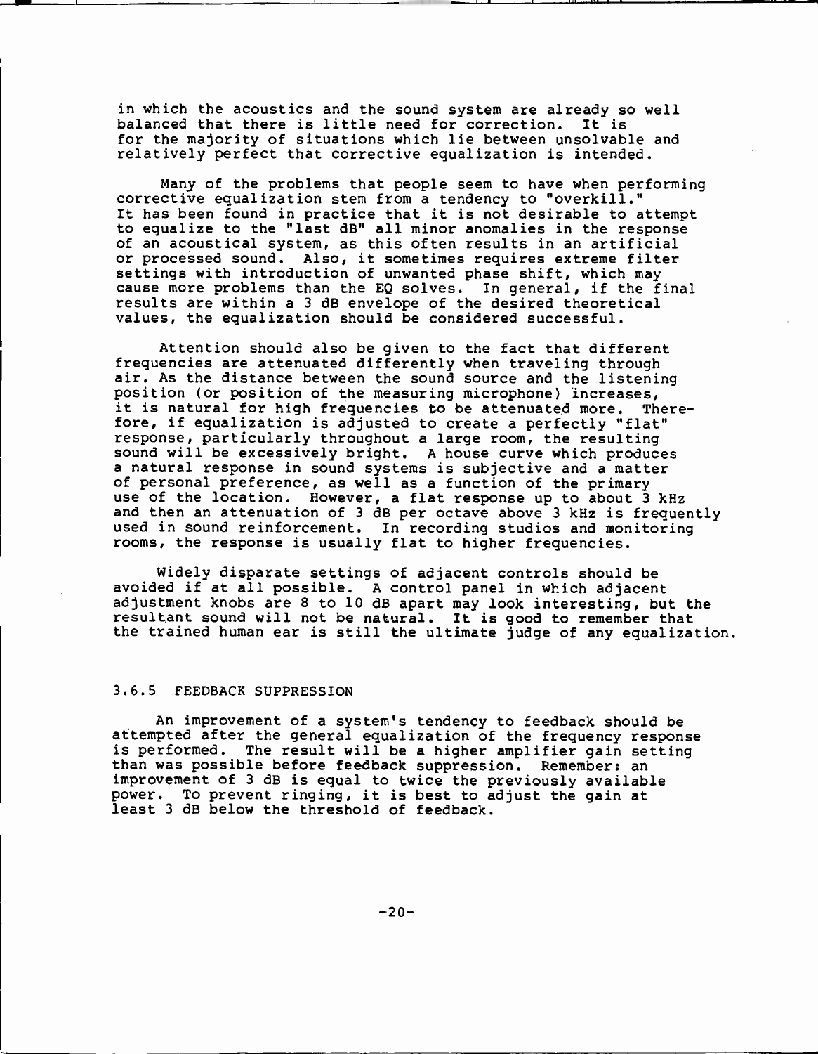in which the acoustics and the sound system are already so well balanced that there is little need for correction. It is for the majority of situations which lie between unsolvable and relatively perfect that corrective equalization is intended.

Many of the problems that people seem to have when performing corrective equalization stem from a tendency to "overkill." It has been found in practice that it is not desirable to attempt to equalize to the "last dB" all minor anomalies in the response of an acoustical system, as this often results in an artificial or processed sound. Also, it sometimes requires extreme filter settings with introduction of unwanted phase shift, which may cause more problems than the EQ solves. In general, if the final results are within a 3 dB envelope of the desired theoretical values, the equalization should be considered successful.

Attention should also be given to the fact that different frequencies are attenuated differently when traveling through air. As the distance between the sound source and the listening position (or position of the measuring microphone) increases, it is natural for high frequencies to be attenuated more. Therefore, if equalization is adjusted to create a perfectly "flat" response, particularly throughout a large room, the resulting sound will be excessively bright. A house curve which produces a natural response in sound systems is subjective and a matter of personal preference, as well as a function of the primary use of the location. However, a flat response up to about 3 kHz and then an attenuation of 3 dB per octave above 3 kHz is frequently used in sound reinforcement. In recording studios and monitoring rooms, the response is usually flat to higher frequencies.

Widely disparate settings of adjacent controls should be avoided if at all possible. A control panel in which adjacent adjustment knobs are 8 to 10 dB apart may look interesting, but the resultant sound will not be natural. It is good to remember that the trained human ear is still the ultimate judge of any equalization.

### 3.6.5 FEEDBACK SUPPRESSION

An improvement of a system's tendency to feedback should be attempted after the general equalization of the frequency response is performed. The result will be a higher amplifier gain setting than was possible before feedback suppression. Remember: an improvement of 3 dB is equal to twice the previously available power. To prevent ringing, it is best to adjust the gain at least 3 dB below the threshold of feedback.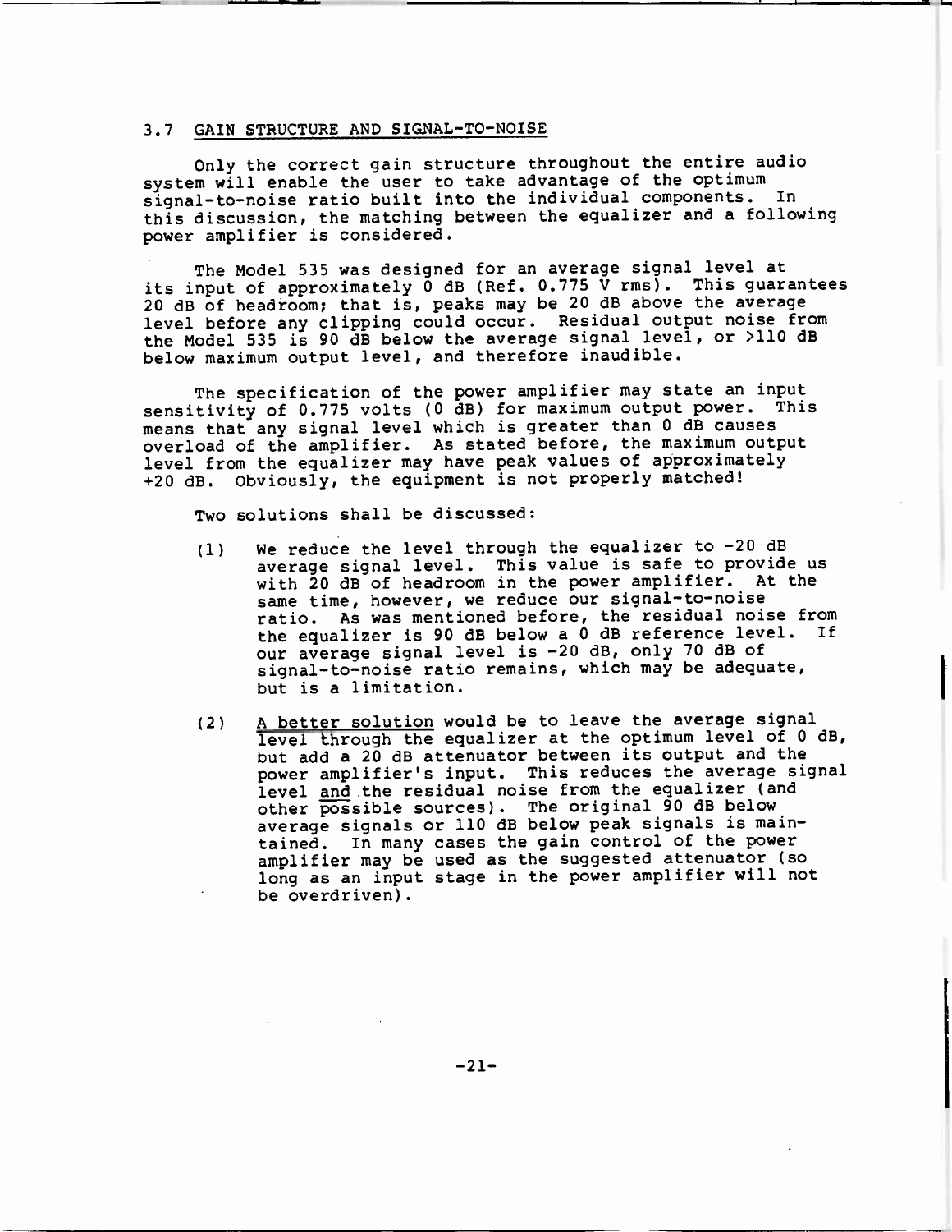## 3.7 GAIN STRUCTURE AND SIGNAL-TO-NOISE

Only the correct gain structure throughout the entire audio system will enable the user to take advantage of the optimum signal-to-noise ratio built into the individual components. In this discussion, the matching between the equalizer and a following power amplifier is considered.

The Model 535 was designed for an average signal level at its input of approximately 0 dB (Ref. 0.775 V rms). This guarantees 20 dB of headroom; that is, peaks may be 20 dB above the average level before any clipping could occur. Residual output noise from the Model 535 is 90 dB below the average signal level, or >110 dB below maximum output level, and therefore inaudible.

The specification of the power amplifier may state an input sensitivity of 0.775 volts (0 dB) for maximum output power. This means that any signal level which is greater than 0 dB causes overload of the amplifier. As stated before, the maximum output level from the equalizer may have peak values of approximately +20 dB. Obviously, the equipment is not properly matched!

Two solutions shall be discussed:

(1) We reduce the level through the equalizer to -20 dB average signal level. This value is safe to provide us with 20 dB of headroom in the power amplifier. At the same time, however, we reduce our signal-to-noise ratio. As was mentioned before, the residual noise from the equalizer is 90 dB below a 0 dB reference level. If our average signal level is -20 dB, only 70 dB of signal-to-noise ratio remains, which may be adequate, but is a limitation.

(2) A better solution would be to leave the average signal level through the equalizer at the optimum level of 0 dB, but add a 20 dB attenuator between its output and the power amplifier's input. This reduces the average signal level and the residual noise from the equalizer (and other possible sources). The original 90 dB below average signals or 110 dB below peak signals is maintained. In many cases the gain control of the power amplifier may be used as the suggested attenuator (so long as an input stage in the power amplifier will not be overdriven).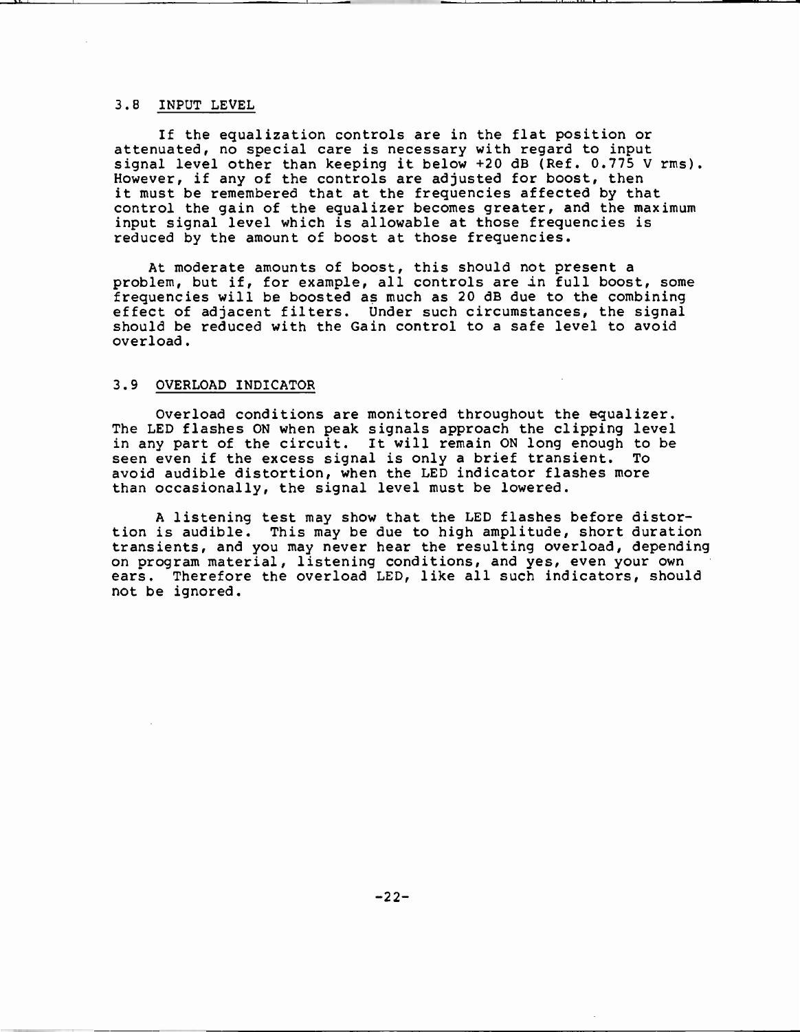## 3.8 INPUT LEVEL

If the equalization controls are in the flat position or attenuated, no special care is necessary with regard to input signal level other than keeping it below +20 dB (Ref. 0.775 V rms). However, if any of the controls are adjusted for boost, then it must be remembered that at the frequencies affected by that control the gain of the equalizer becomes greater, and the maximum input signal level which is allowable at those frequencies is reduced by the amount of boost at those frequencies.

At moderate amounts of boost, this should not present a problem, but if, for example, all controls are in full boost, some frequencies will be boosted as much as 20 dB due to the combining effect of adjacent filters. Under such circumstances, the signal should be reduced with the Gain control to a safe level to avoid overload.

## 3.9 OVERLOAD INDICATOR

Overload conditions are monitored throughout the equalizer. The LED flashes ON when peak signals approach the clipping level in any part of the circuit. It will remain ON long enough to be seen even if the excess signal is only a brief transient. To avoid audible distortion, when the LED indicator flashes more than occasionally, the signal level must be lowered.

A listening test may show that the LED flashes before distortion is audible. This may be due to high amplitude, short duration transients, and you may never hear the resulting overload, depending on program material, listening conditions, and yes, even your own ears. Therefore the overload LED, like all such indicators, should not be ignored.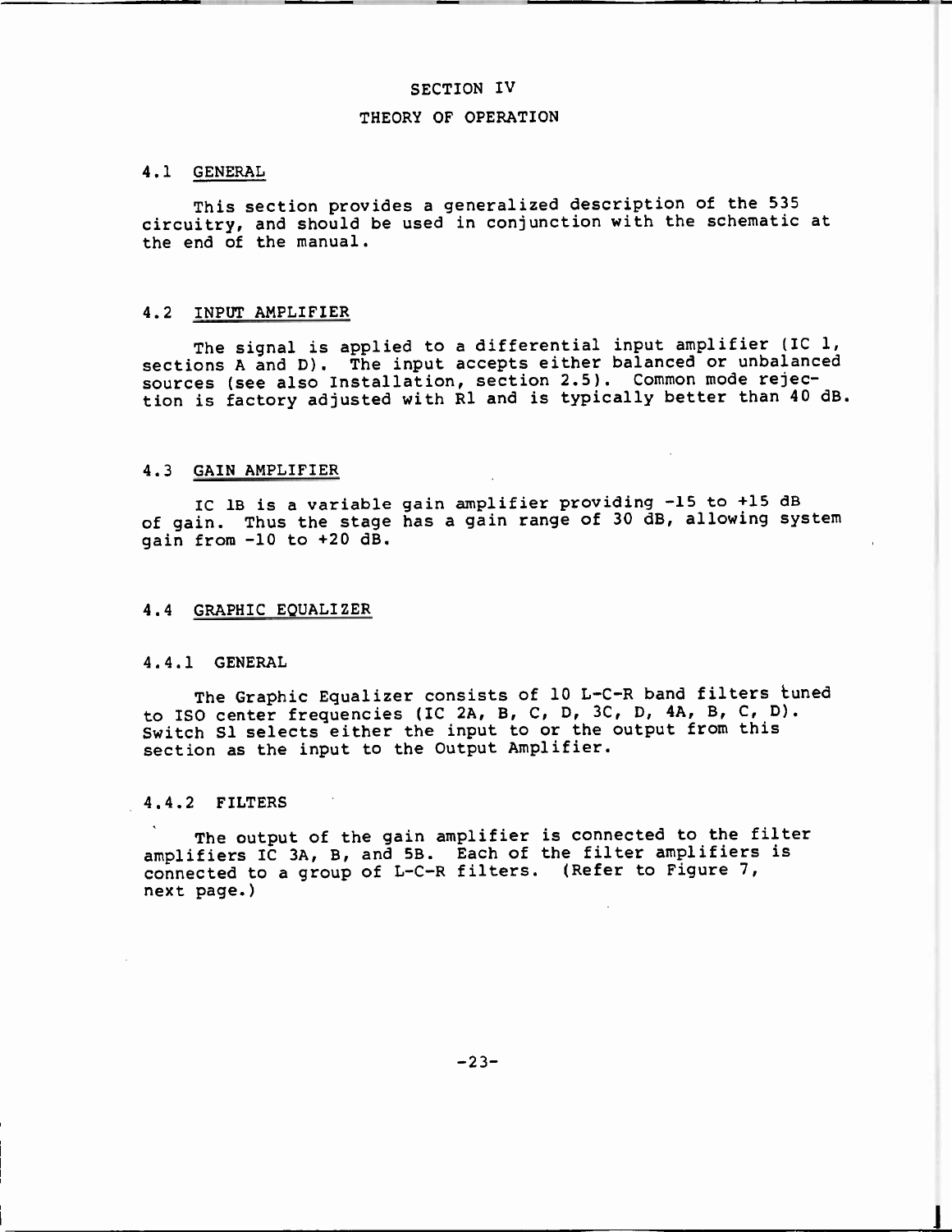# SECTION IV

# THEORY OF OPERATION

## 4.1 GENERAL

This section provides a generalized description of the 535 circuitry, and should be used in conjunction with the schematic at the end of the manual.

## 4.2 INPUT AMPLIFIER

The signal is applied to a differential input amplifier (IC 1, sections A and D). The input accepts either balanced or unbalanced sources (see also Installation, section 2.5). Common mode rejection is factory adjusted with R1 and is typically better than 40 dB.

## 4.3 GAIN AMPLIFIER

IC 1B is a variable gain amplifier providing -15 to +15 dB of gain. Thus the stage has a gain range of 30 dB, allowing system gain from -10 to +20 dB.

## 4.4 GRAPHIC EQUALIZER

### 4.4.1 GENERAL

The Graphic Equalizer consists of 10 L-C-R band filters tuned to ISO center frequencies (IC 2A, B, C, D, 3C, D, 4A, B, C, D). Switch S1 selects either the input to or the output from this section as the input to the Output Amplifier.

### 4.4.2 FILTERS

The output of the gain amplifier is connected to the filter amplifiers IC 3A, B, and 5B. Each of the filter amplifiers is connected to a group of L-C-R filters. (Refer to Figure 7, next page.)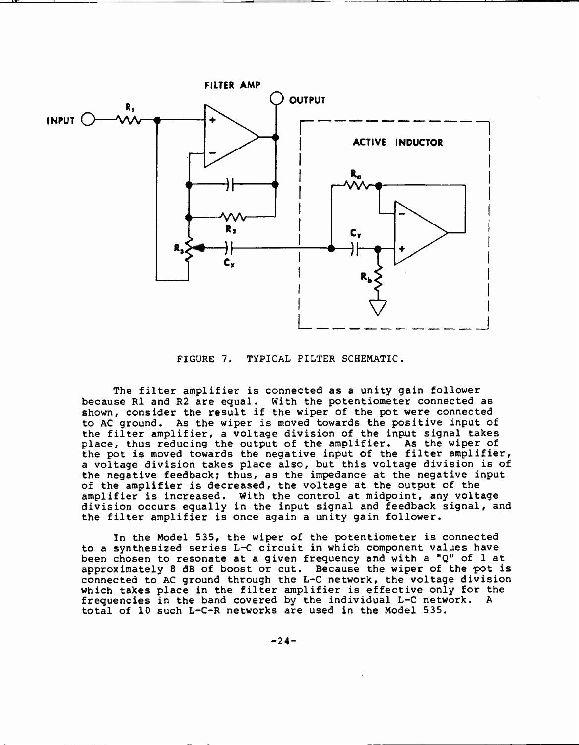FIGURE 7. TYPICAL FILTER SCHEMATIC.

The filter amplifier is connected as a unity gain follower because R1 and R2 are equal. With the potentiometer connected as shown, consider the result if the wiper of the pot were connected to AC ground. As the wiper is moved towards the positive input of the filter amplifier, a voltage division of the input signal takes place, thus reducing the output of the amplifier. As the wiper of the pot is moved towards the negative input of the filter amplifier, a voltage division takes place also, but this voltage division is of the negative feedback; thus, as the impedance at the negative input of the amplifier is decreased, the voltage at the output of the amplifier is increased. With the control at midpoint, any voltage division occurs equally in the input signal and feedback signal, and the filter amplifier is once again a unity gain follower.

In the Model 535, the wiper of the potentiometer is connected to a synthesized series L-C circuit in which component values have been chosen to resonate at a given frequency and with a "Q" of 1 at approximately 8 dB of boost or cut. Because the wiper of the pot is connected to AC ground through the L-C network, the voltage division which takes place in the filter amplifier is effective only for the frequencies in the band covered by the individual L-C network. A total of 10 such L-C-R networks are used in the Model 535.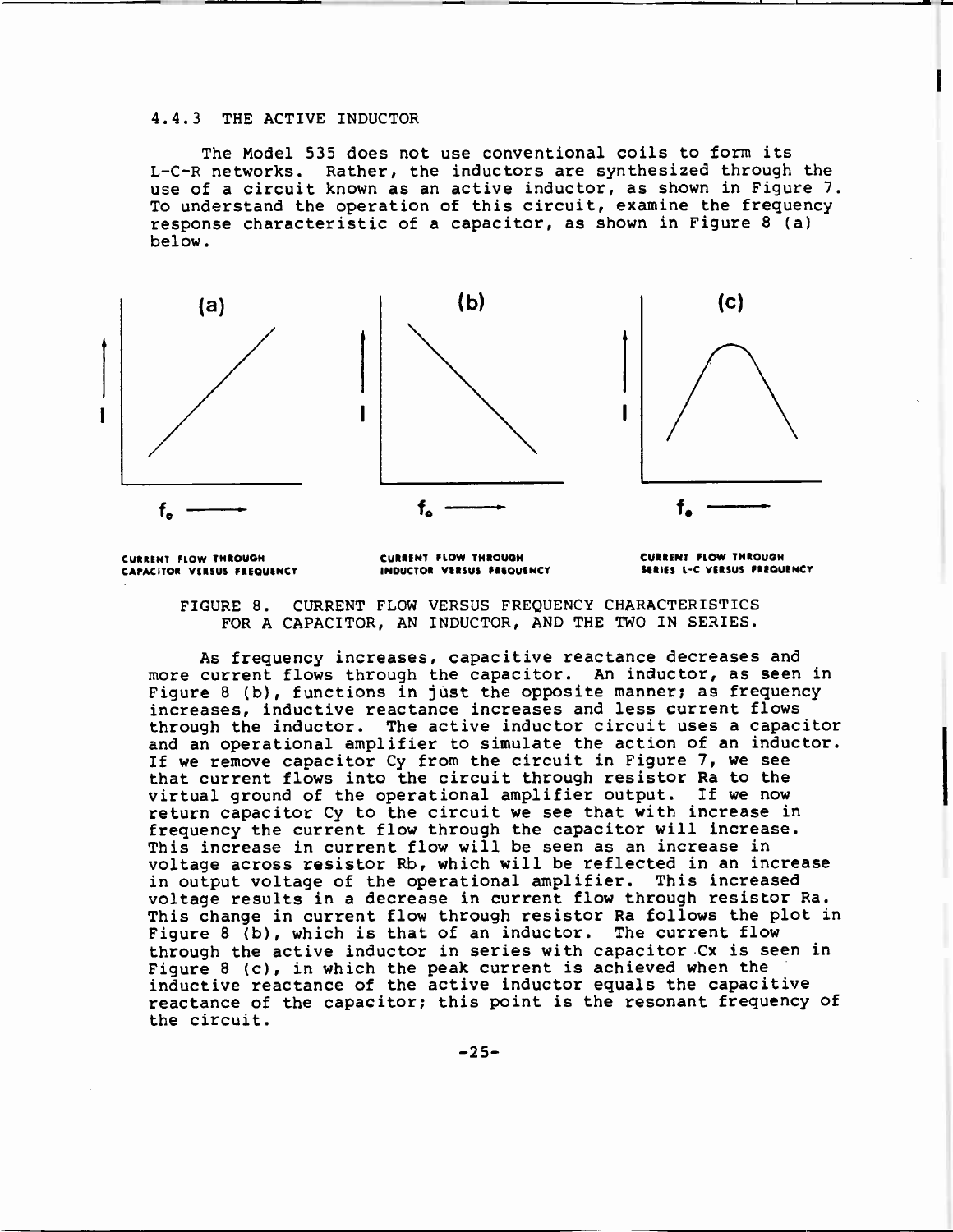### 4.4.3 THE ACTIVE INDUCTOR

The Model 535 does not use conventional coils to form its L-C-R networks. Rather, the inductors are synthesized through the use of a circuit known as an active inductor, as shown in Figure 7. To understand the operation of this circuit, examine the frequency response characteristic of a capacitor, as shown in Figure 8 (a) below.

(a) CURRENT FLOW THROUGH CAPACITOR VERSUS FREQUENCY

(b) CURRENT FLOW THROUGH INDUCTOR VERSUS FREQUENCY

(c) CURRENT FLOW THROUGH SERIES L-C VERSUS FREQUENCY

FIGURE 8. CURRENT FLOW VERSUS FREQUENCY CHARACTERISTICS FOR A CAPACITOR, AN INDUCTOR, AND THE TWO IN SERIES.

As frequency increases, capacitive reactance decreases and more current flows through the capacitor. An inductor, as seen in Figure 8 (b), functions in just the opposite manner; as frequency increases, inductive reactance increases and less current flows through the inductor. The active inductor circuit uses a capacitor and an operational amplifier to simulate the action of an inductor. If we remove capacitor Cy from the circuit in Figure 7, we see that current flows into the circuit through resistor Ra to the virtual ground of the operational amplifier output. If we now return capacitor Cy to the circuit we see that with increase in frequency the current flow through the capacitor will increase. This increase in current flow will be seen as an increase in voltage across resistor Rb, which will be reflected in an increase in output voltage of the operational amplifier. This increased voltage results in a decrease in current flow through resistor Ra. This change in current flow through resistor Ra follows the plot in Figure 8 (b), which is that of an inductor. The current flow through the active inductor in series with capacitor Cx is seen in Figure 8 (c), in which the peak current is achieved when the inductive reactance of the active inductor equals the capacitive reactance of the capacitor; this point is the resonant frequency of the circuit.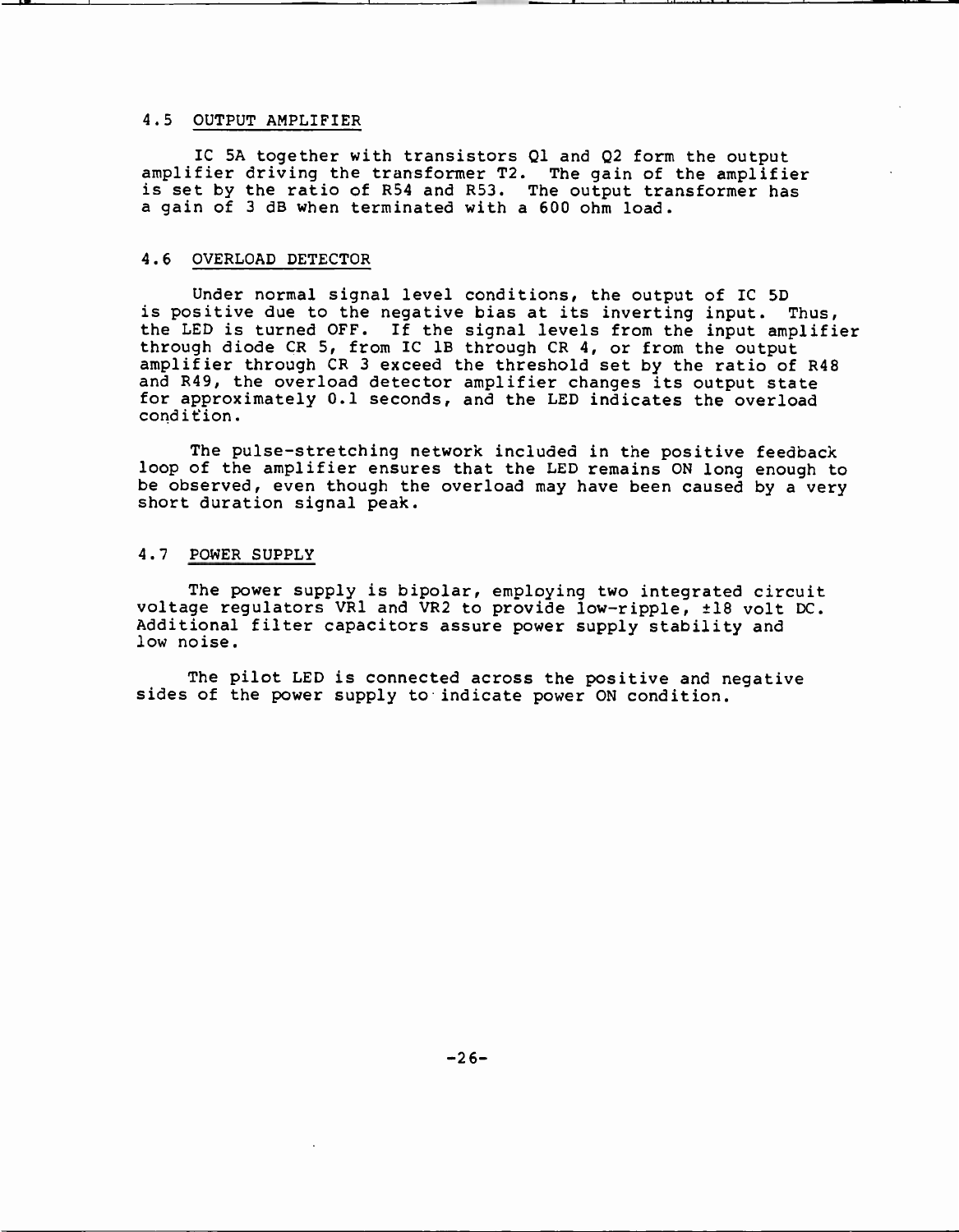## 4.5 OUTPUT AMPLIFIER

IC 5A together with transistors Q1 and Q2 form the output amplifier driving the transformer T2. The gain of the amplifier is set by the ratio of R54 and R53. The output transformer has a gain of 3 dB when terminated with a 600 ohm load.

## 4.6 OVERLOAD DETECTOR

Under normal signal level conditions, the output of IC 5D is positive due to the negative bias at its inverting input. Thus, the LED is turned OFF. If the signal levels from the input amplifier through diode CR 5, from IC 1B through CR 4, or from the output amplifier through CR 3 exceed the threshold set by the ratio of R48 and R49, the overload detector amplifier changes its output state for approximately 0.1 seconds, and the LED indicates the overload condition.

The pulse-stretching network included in the positive feedback loop of the amplifier ensures that the LED remains ON long enough to be observed, even though the overload may have been caused by a very short duration signal peak.

## 4.7 POWER SUPPLY

The power supply is bipolar, employing two integrated circuit voltage regulators VR1 and VR2 to provide low-ripple, ±18 volt DC. Additional filter capacitors assure power supply stability and low noise.

The pilot LED is connected across the positive and negative sides of the power supply to indicate power ON condition.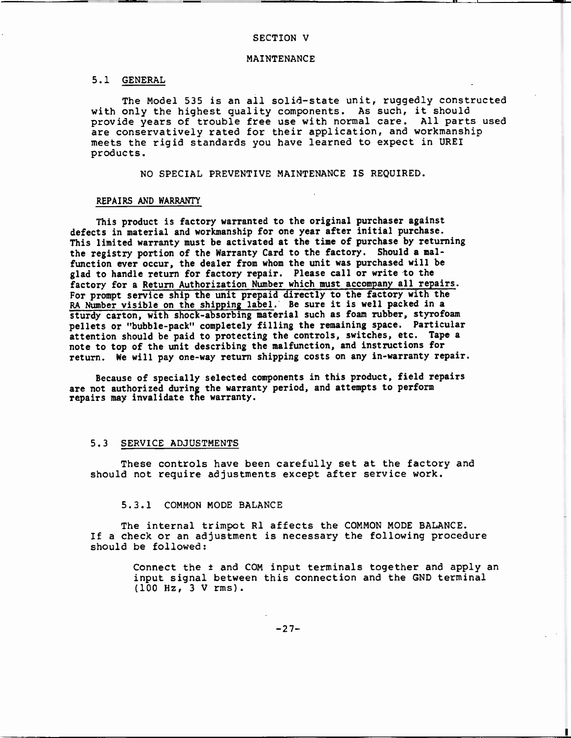# SECTION V

# MAINTENANCE

## 5.1 GENERAL

The Model 535 is an all solid-state unit, ruggedly constructed with only the highest quality components. As such, it should provide years of trouble free use with normal care. All parts used are conservatively rated for their application, and workmanship meets the rigid standards you have learned to expect in UREI products.

NO SPECIAL PREVENTIVE MAINTENANCE IS REQUIRED.

## REPAIRS AND WARRANTY

This product is factory warranted to the original purchaser against defects in material and workmanship for one year after initial purchase. This limited warranty must be activated at the time of purchase by returning the registry portion of the Warranty Card to the factory. Should a malfunction ever occur, the dealer from whom the unit was purchased will be glad to handle return for factory repair. Please call or write to the factory for a Return Authorization Number which must accompany all repairs. For prompt service ship the unit prepaid directly to the factory with the RA Number visible on the shipping label. Be sure it is well packed in a sturdy carton, with shock-absorbing material such as foam rubber, styrofoam pellets or "bubble-pack" completely filling the remaining space. Particular attention should be paid to protecting the controls, switches, etc. Tape a note to top of the unit describing the malfunction, and instructions for return. We will pay one-way return shipping costs on any in-warranty repair.

Because of specially selected components in this product, field repairs are not authorized during the warranty period, and attempts to perform repairs may invalidate the warranty.

## 5.3 SERVICE ADJUSTMENTS

These controls have been carefully set at the factory and should not require adjustments except after service work.

### 5.3.1 COMMON MODE BALANCE

The internal trimpot R1 affects the COMMON MODE BALANCE. If a check or an adjustment is necessary the following procedure should be followed:

> Connect the ± and COM input terminals together and apply an input signal between this connection and the GND terminal (100 Hz, 3 V rms).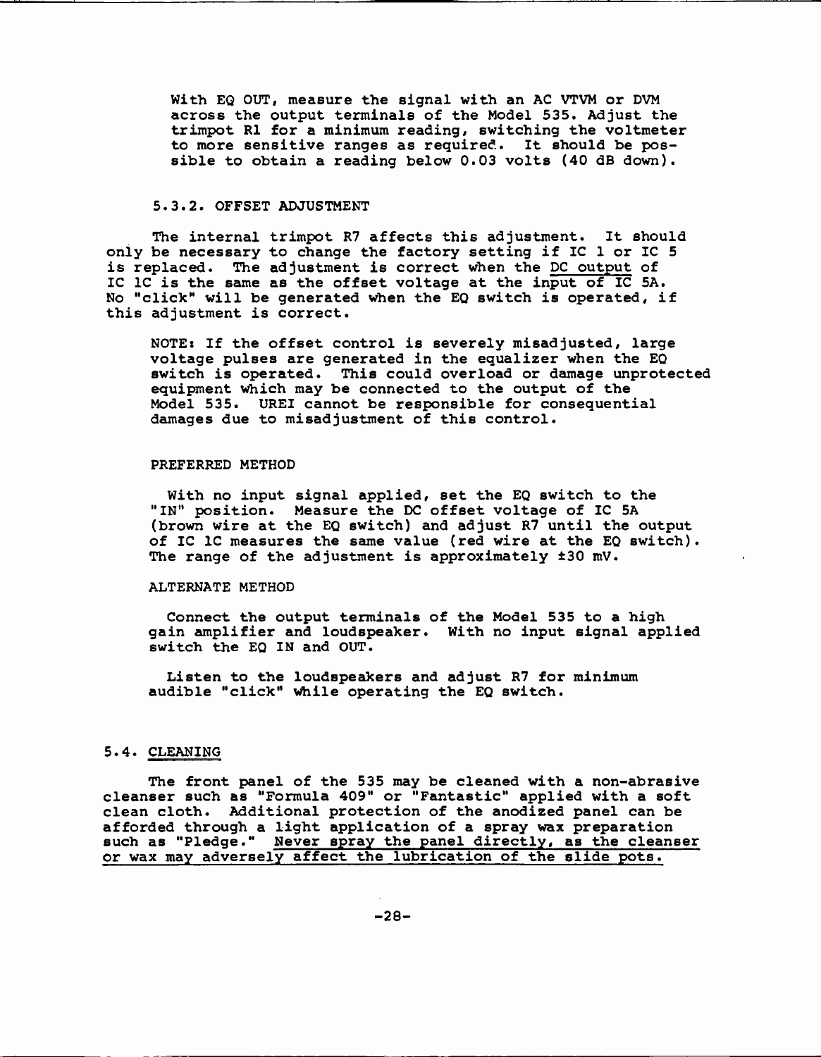With EQ OUT, measure the signal with an AC VTVM or DVM across the output terminals of the Model 535. Adjust the trimpot R1 for a minimum reading, switching the voltmeter to more sensitive ranges as required. It should be possible to obtain a reading below 0.03 volts (40 dB down).

### 5.3.2. OFFSET ADJUSTMENT

The internal trimpot R7 affects this adjustment. It should only be necessary to change the factory setting if IC 1 or IC 5 is replaced. The adjustment is correct when the DC output of IC 1C is the same as the offset voltage at the input of IC 5A. No "click" will be generated when the EQ switch is operated, if this adjustment is correct.

NOTE: If the offset control is severely misadjusted, large voltage pulses are generated in the equalizer when the EQ switch is operated. This could overload or damage unprotected equipment which may be connected to the output of the Model 535. UREI cannot be responsible for consequential damages due to misadjustment of this control.

PREFERRED METHOD

With no input signal applied, set the EQ switch to the "IN" position. Measure the DC offset voltage of IC 5A (brown wire at the EQ switch) and adjust R7 until the output of IC 1C measures the same value (red wire at the EQ switch). The range of the adjustment is approximately ±30 mV.

ALTERNATE METHOD

Connect the output terminals of the Model 535 to a high gain amplifier and loudspeaker. With no input signal applied switch the EQ IN and OUT.

Listen to the loudspeakers and adjust R7 for minimum audible "click" while operating the EQ switch.

## 5.4. CLEANING

The front panel of the 535 may be cleaned with a non-abrasive cleanser such as "Formula 409" or "Fantastic" applied with a soft clean cloth. Additional protection of the anodized panel can be afforded through a light application of a spray wax preparation such as "Pledge." Never spray the panel directly, as the cleanser or wax may adversely affect the lubrication of the slide pots.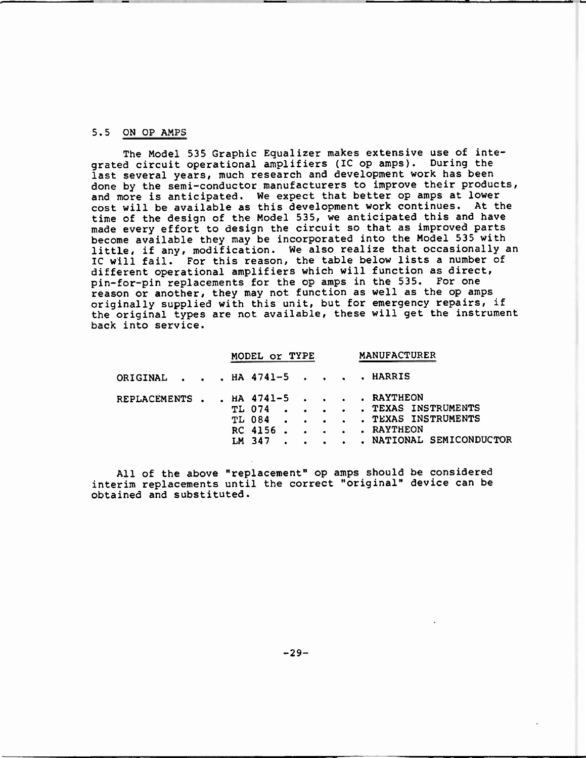## 5.5 ON OP AMPS

The Model 535 Graphic Equalizer makes extensive use of integrated circuit operational amplifiers (IC op amps). During the last several years, much research and development work has been done by the semi-conductor manufacturers to improve their products, and more is anticipated. We expect that better op amps at lower cost will be available as this development work continues. At the time of the design of the Model 535, we anticipated this and have made every effort to design the circuit so that as improved parts become available they may be incorporated into the Model 535 with little, if any, modification. We also realize that occasionally an IC will fail. For this reason, the table below lists a number of different operational amplifiers which will function as direct, pin-for-pin replacements for the op amps in the 535. For one reason or another, they may not function as well as the op amps originally supplied with this unit, but for emergency repairs, if the original types are not available, these will get the instrument back into service.

| | MODEL or TYPE | MANUFACTURER |
|---|---|---|
| ORIGINAL | HA 4741-5 | HARRIS |
| REPLACEMENTS | HA 4741-5 | RAYTHEON |
| | TL 074 | TEXAS INSTRUMENTS |
| | TL 084 | TEXAS INSTRUMENTS |
| | RC 4156 | RAYTHEON |
| | LM 347 | NATIONAL SEMICONDUCTOR |

All of the above "replacement" op amps should be considered interim replacements until the correct "original" device can be obtained and substituted.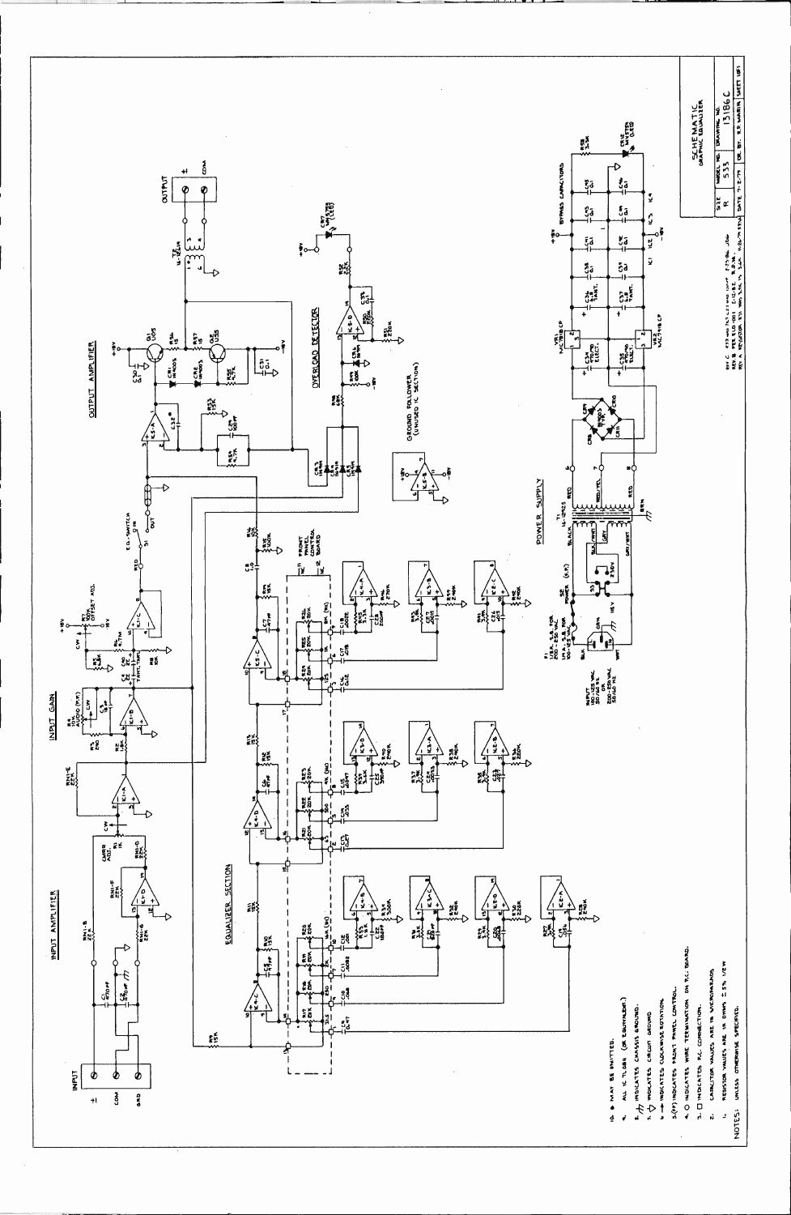# SCHEMATIC — GRAPHIC EQUALIZER

**INPUT AMPLIFIER** · **INPUT GAIN** · **OUTPUT AMPLIFIER** · **EQUALIZER SECTION** · **OVERLOAD DETECTOR** · **GROUND FOLLOWER (UNUSED IC SECTION)** · **POWER SUPPLY** · **BYPASS CAPACITORS** · **FRONT PANEL CONTROL BOARD**

NOTES: UNLESS OTHERWISE SPECIFIED.

1. RESISTOR VALUES ARE IN OHMS ± 5% 1/4W.
2. CAPACITOR VALUES ARE IN MICROFARADS.
3. □ INDICATES P.C. CONNECTION.
4. ○ INDICATES WIRE TERMINATION ON P.C. BOARD.
5. (FP) INDICATES FRONT PANEL CONTROL.
6. → INDICATES CLOCKWISE ROTATION.
7. ▽ INDICATES CIRCUIT GROUND.
8. /// INDICATES CHASSIS GROUND.
9. ALL IC TL084 (OR EQUIVALENT).
10. ● MAY BE OMITTED.

| SIZE | MODEL NO. | DRAWING NO. | |
|---|---|---|---|
| B | 533 | 1318G C | |
| DATE 7-2-79 | DR. BY R.P. MARTIN | | SHEET 1 OF 1 |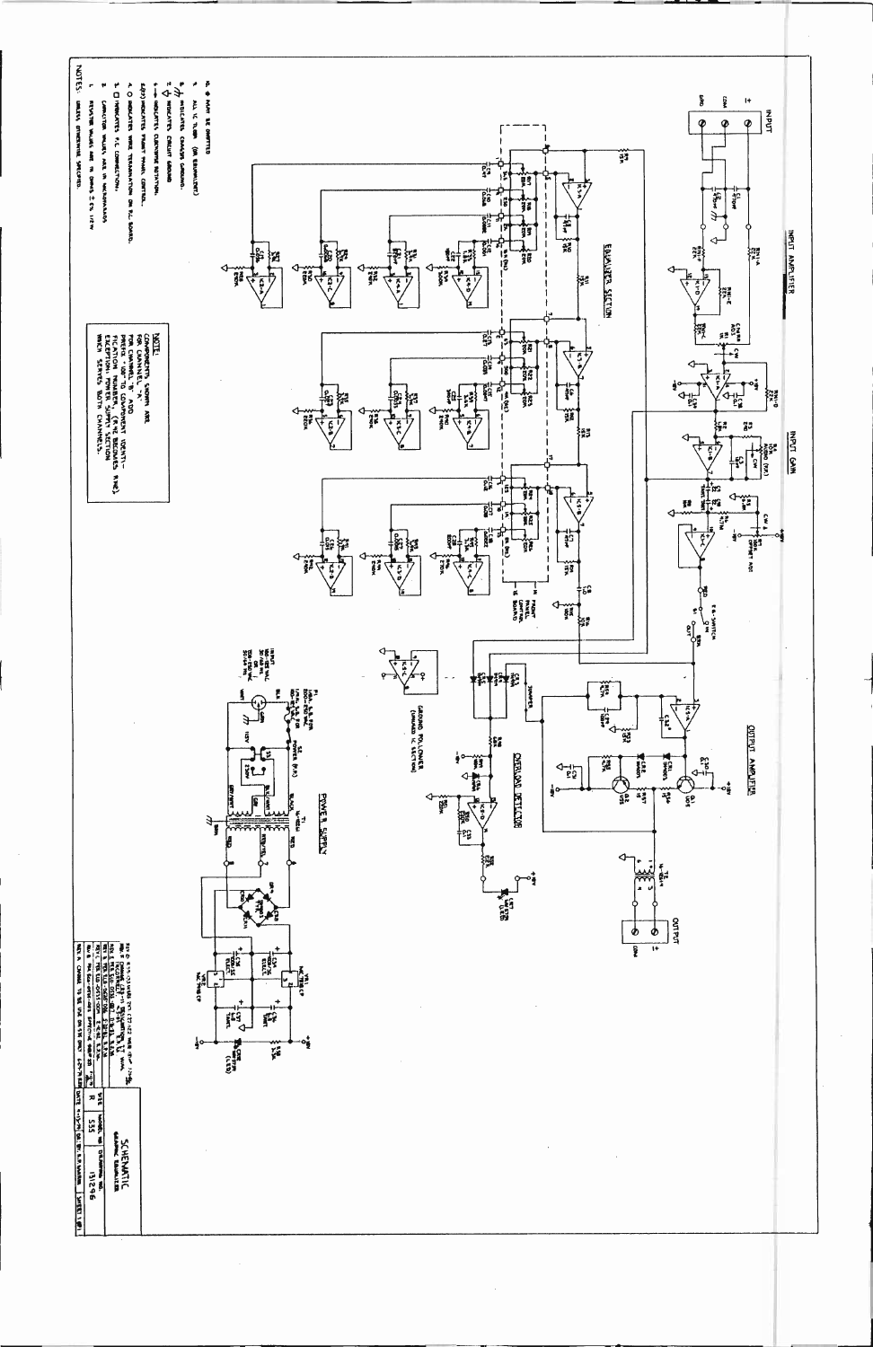INPUT

INPUT AMPLIFIER

INPUT GAIN

EQUALIZER SECTION

OUTPUT AMPLIFIER

OVERLOAD DETECTOR

GROUND FOLLOWER (UNUSED IC SECTION)

POWER SUPPLY

OUTPUT

NOTE:
COMPONENTS SHOWN ARE FOR CHANNEL "A". FOR CHANNEL "B" ADD PREFIX "1" TO COMPONENT IDENTIFICATION NUMBER. (R4 BECOMES R14) EXCEPTION: POWER SUPPLY SECTION WHICH SERVES BOTH CHANNELS.

NOTES:

1. RESISTOR VALUES ARE IN OHMS ± 5% 1/4W UNLESS OTHERWISE SPECIFIED.
2. CAPACITOR VALUES ARE IN MICROFARADS.
3. □ INDICATES P.C. CONNECTION.
4. ○ INDICATES WIRE TERMINATION ON P.C. BOARD.
5. (FP) INDICATES FRONT PANEL CONTROL.
6. → INDICATES CLOCKWISE ROTATION.
7. INDICATES CIRCUIT GROUND.
8. INDICATES CHASSIS GROUND.
9. ALL IC TL084 (OR EQUIVALENT)
10. * MAY BE OMITTED

SCHEMATIC GRAPHIC EQUALIZER

555

15126